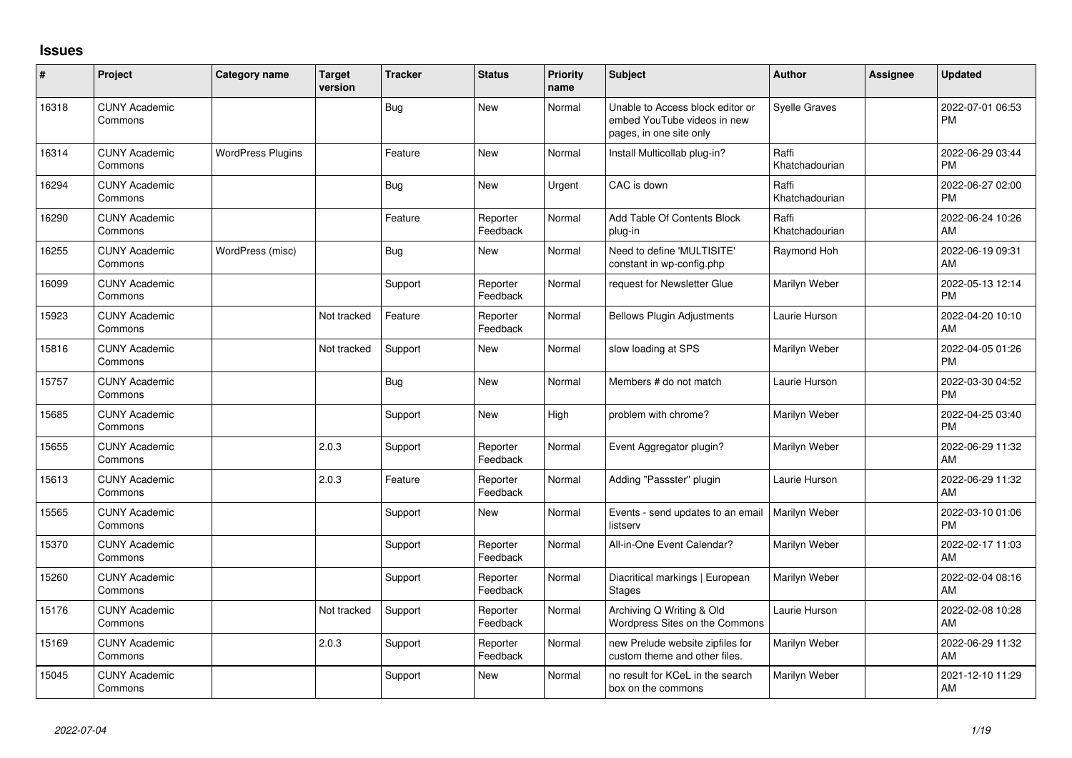# Issues

| # | Project | Category name | Target version | Tracker | Status | Priority name | Subject | Author | Assignee | Updated |
|---|---|---|---|---|---|---|---|---|---|---|
| 16318 | CUNY Academic Commons | | | Bug | New | Normal | Unable to Access block editor or embed YouTube videos in new pages, in one site only | Syelle Graves | | 2022-07-01 06:53 PM |
| 16314 | CUNY Academic Commons | WordPress Plugins | | Feature | New | Normal | Install Multicollab plug-in? | Raffi Khatchadourian | | 2022-06-29 03:44 PM |
| 16294 | CUNY Academic Commons | | | Bug | New | Urgent | CAC is down | Raffi Khatchadourian | | 2022-06-27 02:00 PM |
| 16290 | CUNY Academic Commons | | | Feature | Reporter Feedback | Normal | Add Table Of Contents Block plug-in | Raffi Khatchadourian | | 2022-06-24 10:26 AM |
| 16255 | CUNY Academic Commons | WordPress (misc) | | Bug | New | Normal | Need to define 'MULTISITE' constant in wp-config.php | Raymond Hoh | | 2022-06-19 09:31 AM |
| 16099 | CUNY Academic Commons | | | Support | Reporter Feedback | Normal | request for Newsletter Glue | Marilyn Weber | | 2022-05-13 12:14 PM |
| 15923 | CUNY Academic Commons | | Not tracked | Feature | Reporter Feedback | Normal | Bellows Plugin Adjustments | Laurie Hurson | | 2022-04-20 10:10 AM |
| 15816 | CUNY Academic Commons | | Not tracked | Support | New | Normal | slow loading at SPS | Marilyn Weber | | 2022-04-05 01:26 PM |
| 15757 | CUNY Academic Commons | | | Bug | New | Normal | Members # do not match | Laurie Hurson | | 2022-03-30 04:52 PM |
| 15685 | CUNY Academic Commons | | | Support | New | High | problem with chrome? | Marilyn Weber | | 2022-04-25 03:40 PM |
| 15655 | CUNY Academic Commons | | 2.0.3 | Support | Reporter Feedback | Normal | Event Aggregator plugin? | Marilyn Weber | | 2022-06-29 11:32 AM |
| 15613 | CUNY Academic Commons | | 2.0.3 | Feature | Reporter Feedback | Normal | Adding "Passster" plugin | Laurie Hurson | | 2022-06-29 11:32 AM |
| 15565 | CUNY Academic Commons | | | Support | New | Normal | Events - send updates to an email listserv | Marilyn Weber | | 2022-03-10 01:06 PM |
| 15370 | CUNY Academic Commons | | | Support | Reporter Feedback | Normal | All-in-One Event Calendar? | Marilyn Weber | | 2022-02-17 11:03 AM |
| 15260 | CUNY Academic Commons | | | Support | Reporter Feedback | Normal | Diacritical markings \| European Stages | Marilyn Weber | | 2022-02-04 08:16 AM |
| 15176 | CUNY Academic Commons | | Not tracked | Support | Reporter Feedback | Normal | Archiving Q Writing & Old Wordpress Sites on the Commons | Laurie Hurson | | 2022-02-08 10:28 AM |
| 15169 | CUNY Academic Commons | | 2.0.3 | Support | Reporter Feedback | Normal | new Prelude website zipfiles for custom theme and other files. | Marilyn Weber | | 2022-06-29 11:32 AM |
| 15045 | CUNY Academic Commons | | | Support | New | Normal | no result for KCeL in the search box on the commons | Marilyn Weber | | 2021-12-10 11:29 AM |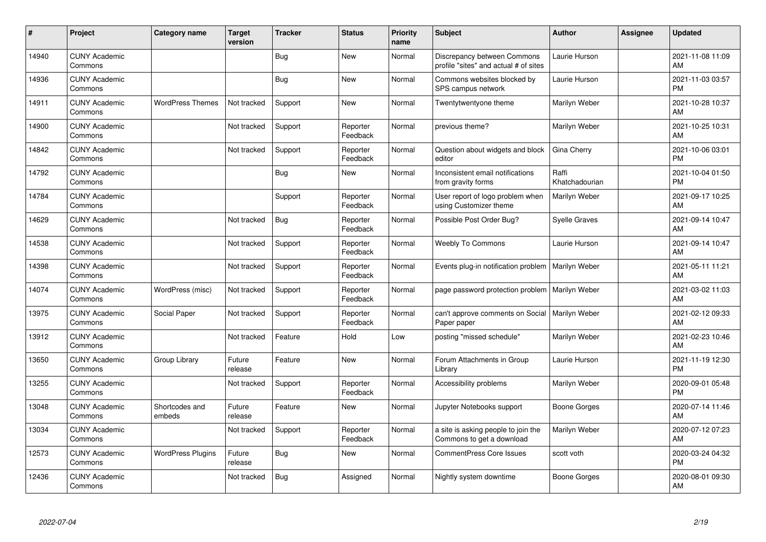| # | Project | Category name | Target version | Tracker | Status | Priority name | Subject | Author | Assignee | Updated |
|---|---|---|---|---|---|---|---|---|---|---|
| 14940 | CUNY Academic Commons | | | Bug | New | Normal | Discrepancy between Commons profile "sites" and actual # of sites | Laurie Hurson | | 2021-11-08 11:09 AM |
| 14936 | CUNY Academic Commons | | | Bug | New | Normal | Commons websites blocked by SPS campus network | Laurie Hurson | | 2021-11-03 03:57 PM |
| 14911 | CUNY Academic Commons | WordPress Themes | Not tracked | Support | New | Normal | Twentytwentyone theme | Marilyn Weber | | 2021-10-28 10:37 AM |
| 14900 | CUNY Academic Commons | | Not tracked | Support | Reporter Feedback | Normal | previous theme? | Marilyn Weber | | 2021-10-25 10:31 AM |
| 14842 | CUNY Academic Commons | | Not tracked | Support | Reporter Feedback | Normal | Question about widgets and block editor | Gina Cherry | | 2021-10-06 03:01 PM |
| 14792 | CUNY Academic Commons | | | Bug | New | Normal | Inconsistent email notifications from gravity forms | Raffi Khatchadourian | | 2021-10-04 01:50 PM |
| 14784 | CUNY Academic Commons | | | Support | Reporter Feedback | Normal | User report of logo problem when using Customizer theme | Marilyn Weber | | 2021-09-17 10:25 AM |
| 14629 | CUNY Academic Commons | | Not tracked | Bug | Reporter Feedback | Normal | Possible Post Order Bug? | Syelle Graves | | 2021-09-14 10:47 AM |
| 14538 | CUNY Academic Commons | | Not tracked | Support | Reporter Feedback | Normal | Weebly To Commons | Laurie Hurson | | 2021-09-14 10:47 AM |
| 14398 | CUNY Academic Commons | | Not tracked | Support | Reporter Feedback | Normal | Events plug-in notification problem | Marilyn Weber | | 2021-05-11 11:21 AM |
| 14074 | CUNY Academic Commons | WordPress (misc) | Not tracked | Support | Reporter Feedback | Normal | page password protection problem | Marilyn Weber | | 2021-03-02 11:03 AM |
| 13975 | CUNY Academic Commons | Social Paper | Not tracked | Support | Reporter Feedback | Normal | can't approve comments on Social Paper paper | Marilyn Weber | | 2021-02-12 09:33 AM |
| 13912 | CUNY Academic Commons | | Not tracked | Feature | Hold | Low | posting "missed schedule" | Marilyn Weber | | 2021-02-23 10:46 AM |
| 13650 | CUNY Academic Commons | Group Library | Future release | Feature | New | Normal | Forum Attachments in Group Library | Laurie Hurson | | 2021-11-19 12:30 PM |
| 13255 | CUNY Academic Commons | | Not tracked | Support | Reporter Feedback | Normal | Accessibility problems | Marilyn Weber | | 2020-09-01 05:48 PM |
| 13048 | CUNY Academic Commons | Shortcodes and embeds | Future release | Feature | New | Normal | Jupyter Notebooks support | Boone Gorges | | 2020-07-14 11:46 AM |
| 13034 | CUNY Academic Commons | | Not tracked | Support | Reporter Feedback | Normal | a site is asking people to join the Commons to get a download | Marilyn Weber | | 2020-07-12 07:23 AM |
| 12573 | CUNY Academic Commons | WordPress Plugins | Future release | Bug | New | Normal | CommentPress Core Issues | scott voth | | 2020-03-24 04:32 PM |
| 12436 | CUNY Academic Commons | | Not tracked | Bug | Assigned | Normal | Nightly system downtime | Boone Gorges | | 2020-08-01 09:30 AM |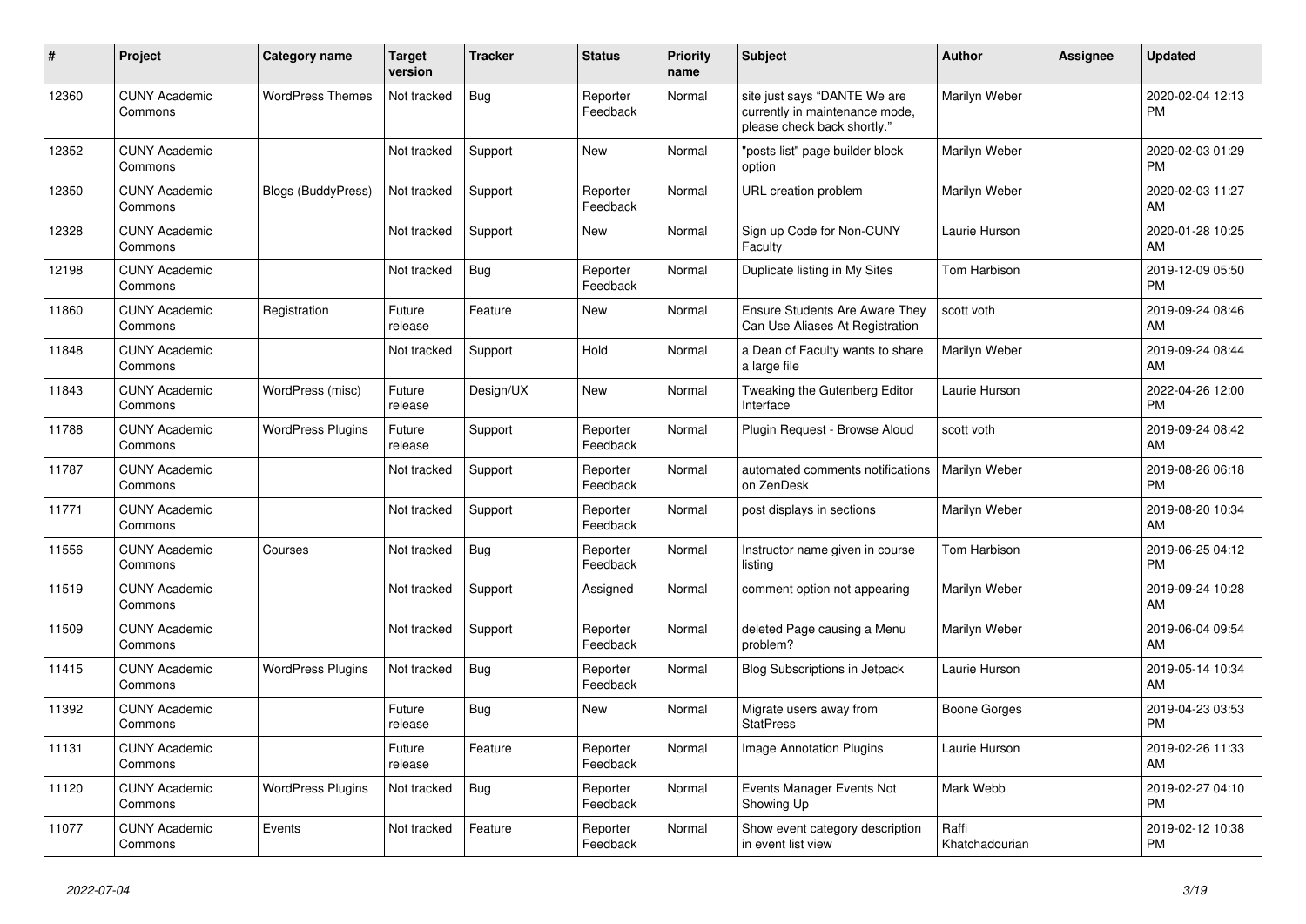| # | Project | Category name | Target version | Tracker | Status | Priority name | Subject | Author | Assignee | Updated |
|---|---|---|---|---|---|---|---|---|---|---|
| 12360 | CUNY Academic Commons | WordPress Themes | Not tracked | Bug | Reporter Feedback | Normal | site just says "DANTE We are currently in maintenance mode, please check back shortly." | Marilyn Weber | | 2020-02-04 12:13 PM |
| 12352 | CUNY Academic Commons | | Not tracked | Support | New | Normal | "posts list" page builder block option | Marilyn Weber | | 2020-02-03 01:29 PM |
| 12350 | CUNY Academic Commons | Blogs (BuddyPress) | Not tracked | Support | Reporter Feedback | Normal | URL creation problem | Marilyn Weber | | 2020-02-03 11:27 AM |
| 12328 | CUNY Academic Commons | | Not tracked | Support | New | Normal | Sign up Code for Non-CUNY Faculty | Laurie Hurson | | 2020-01-28 10:25 AM |
| 12198 | CUNY Academic Commons | | Not tracked | Bug | Reporter Feedback | Normal | Duplicate listing in My Sites | Tom Harbison | | 2019-12-09 05:50 PM |
| 11860 | CUNY Academic Commons | Registration | Future release | Feature | New | Normal | Ensure Students Are Aware They Can Use Aliases At Registration | scott voth | | 2019-09-24 08:46 AM |
| 11848 | CUNY Academic Commons | | Not tracked | Support | Hold | Normal | a Dean of Faculty wants to share a large file | Marilyn Weber | | 2019-09-24 08:44 AM |
| 11843 | CUNY Academic Commons | WordPress (misc) | Future release | Design/UX | New | Normal | Tweaking the Gutenberg Editor Interface | Laurie Hurson | | 2022-04-26 12:00 PM |
| 11788 | CUNY Academic Commons | WordPress Plugins | Future release | Support | Reporter Feedback | Normal | Plugin Request - Browse Aloud | scott voth | | 2019-09-24 08:42 AM |
| 11787 | CUNY Academic Commons | | Not tracked | Support | Reporter Feedback | Normal | automated comments notifications on ZenDesk | Marilyn Weber | | 2019-08-26 06:18 PM |
| 11771 | CUNY Academic Commons | | Not tracked | Support | Reporter Feedback | Normal | post displays in sections | Marilyn Weber | | 2019-08-20 10:34 AM |
| 11556 | CUNY Academic Commons | Courses | Not tracked | Bug | Reporter Feedback | Normal | Instructor name given in course listing | Tom Harbison | | 2019-06-25 04:12 PM |
| 11519 | CUNY Academic Commons | | Not tracked | Support | Assigned | Normal | comment option not appearing | Marilyn Weber | | 2019-09-24 10:28 AM |
| 11509 | CUNY Academic Commons | | Not tracked | Support | Reporter Feedback | Normal | deleted Page causing a Menu problem? | Marilyn Weber | | 2019-06-04 09:54 AM |
| 11415 | CUNY Academic Commons | WordPress Plugins | Not tracked | Bug | Reporter Feedback | Normal | Blog Subscriptions in Jetpack | Laurie Hurson | | 2019-05-14 10:34 AM |
| 11392 | CUNY Academic Commons | | Future release | Bug | New | Normal | Migrate users away from StatPress | Boone Gorges | | 2019-04-23 03:53 PM |
| 11131 | CUNY Academic Commons | | Future release | Feature | Reporter Feedback | Normal | Image Annotation Plugins | Laurie Hurson | | 2019-02-26 11:33 AM |
| 11120 | CUNY Academic Commons | WordPress Plugins | Not tracked | Bug | Reporter Feedback | Normal | Events Manager Events Not Showing Up | Mark Webb | | 2019-02-27 04:10 PM |
| 11077 | CUNY Academic Commons | Events | Not tracked | Feature | Reporter Feedback | Normal | Show event category description in event list view | Raffi Khatchadourian | | 2019-02-12 10:38 PM |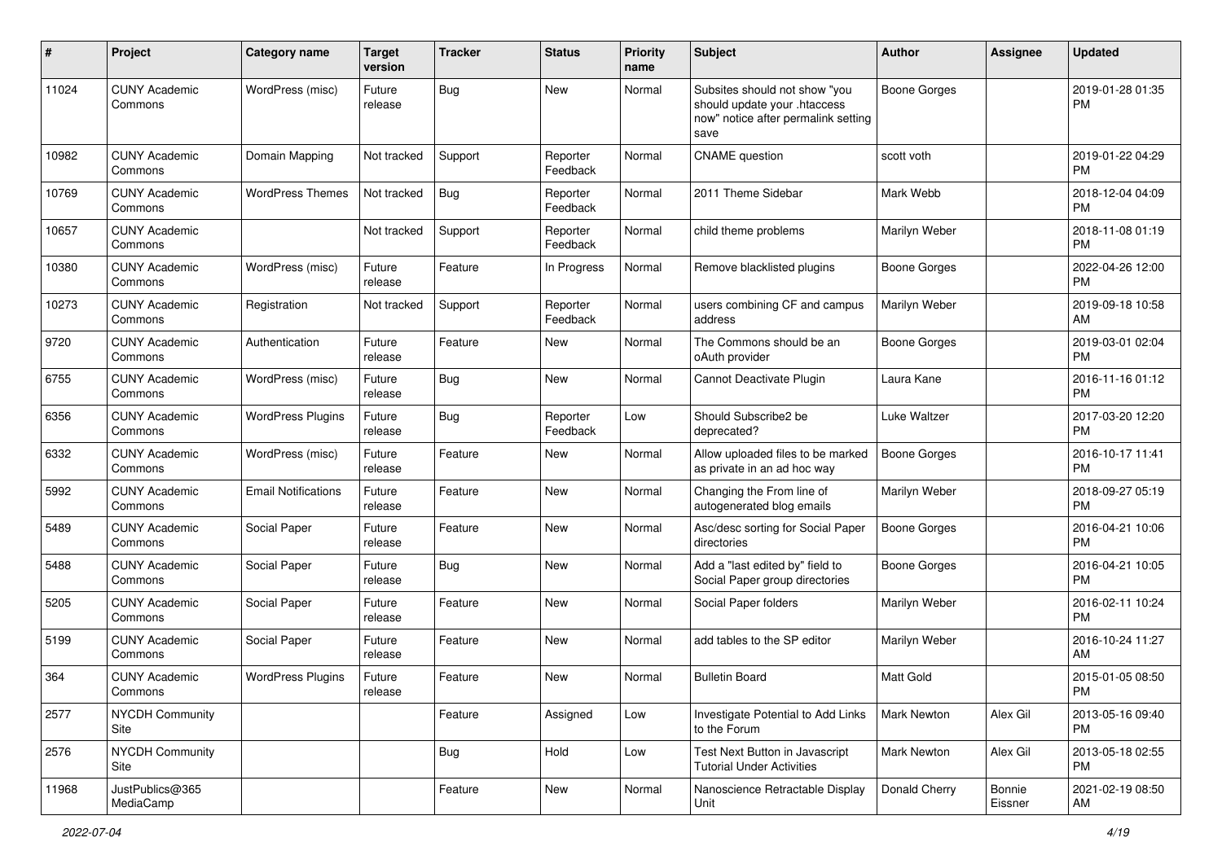| # | Project | Category name | Target version | Tracker | Status | Priority name | Subject | Author | Assignee | Updated |
|---|---|---|---|---|---|---|---|---|---|---|
| 11024 | CUNY Academic Commons | WordPress (misc) | Future release | Bug | New | Normal | Subsites should not show "you should update your .htaccess now" notice after permalink setting save | Boone Gorges | | 2019-01-28 01:35 PM |
| 10982 | CUNY Academic Commons | Domain Mapping | Not tracked | Support | Reporter Feedback | Normal | CNAME question | scott voth | | 2019-01-22 04:29 PM |
| 10769 | CUNY Academic Commons | WordPress Themes | Not tracked | Bug | Reporter Feedback | Normal | 2011 Theme Sidebar | Mark Webb | | 2018-12-04 04:09 PM |
| 10657 | CUNY Academic Commons | | Not tracked | Support | Reporter Feedback | Normal | child theme problems | Marilyn Weber | | 2018-11-08 01:19 PM |
| 10380 | CUNY Academic Commons | WordPress (misc) | Future release | Feature | In Progress | Normal | Remove blacklisted plugins | Boone Gorges | | 2022-04-26 12:00 PM |
| 10273 | CUNY Academic Commons | Registration | Not tracked | Support | Reporter Feedback | Normal | users combining CF and campus address | Marilyn Weber | | 2019-09-18 10:58 AM |
| 9720 | CUNY Academic Commons | Authentication | Future release | Feature | New | Normal | The Commons should be an oAuth provider | Boone Gorges | | 2019-03-01 02:04 PM |
| 6755 | CUNY Academic Commons | WordPress (misc) | Future release | Bug | New | Normal | Cannot Deactivate Plugin | Laura Kane | | 2016-11-16 01:12 PM |
| 6356 | CUNY Academic Commons | WordPress Plugins | Future release | Bug | Reporter Feedback | Low | Should Subscribe2 be deprecated? | Luke Waltzer | | 2017-03-20 12:20 PM |
| 6332 | CUNY Academic Commons | WordPress (misc) | Future release | Feature | New | Normal | Allow uploaded files to be marked as private in an ad hoc way | Boone Gorges | | 2016-10-17 11:41 PM |
| 5992 | CUNY Academic Commons | Email Notifications | Future release | Feature | New | Normal | Changing the From line of autogenerated blog emails | Marilyn Weber | | 2018-09-27 05:19 PM |
| 5489 | CUNY Academic Commons | Social Paper | Future release | Feature | New | Normal | Asc/desc sorting for Social Paper directories | Boone Gorges | | 2016-04-21 10:06 PM |
| 5488 | CUNY Academic Commons | Social Paper | Future release | Bug | New | Normal | Add a "last edited by" field to Social Paper group directories | Boone Gorges | | 2016-04-21 10:05 PM |
| 5205 | CUNY Academic Commons | Social Paper | Future release | Feature | New | Normal | Social Paper folders | Marilyn Weber | | 2016-02-11 10:24 PM |
| 5199 | CUNY Academic Commons | Social Paper | Future release | Feature | New | Normal | add tables to the SP editor | Marilyn Weber | | 2016-10-24 11:27 AM |
| 364 | CUNY Academic Commons | WordPress Plugins | Future release | Feature | New | Normal | Bulletin Board | Matt Gold | | 2015-01-05 08:50 PM |
| 2577 | NYCDH Community Site | | | Feature | Assigned | Low | Investigate Potential to Add Links to the Forum | Mark Newton | Alex Gil | 2013-05-16 09:40 PM |
| 2576 | NYCDH Community Site | | | Bug | Hold | Low | Test Next Button in Javascript Tutorial Under Activities | Mark Newton | Alex Gil | 2013-05-18 02:55 PM |
| 11968 | JustPublics@365 MediaCamp | | | Feature | New | Normal | Nanoscience Retractable Display Unit | Donald Cherry | Bonnie Eissner | 2021-02-19 08:50 AM |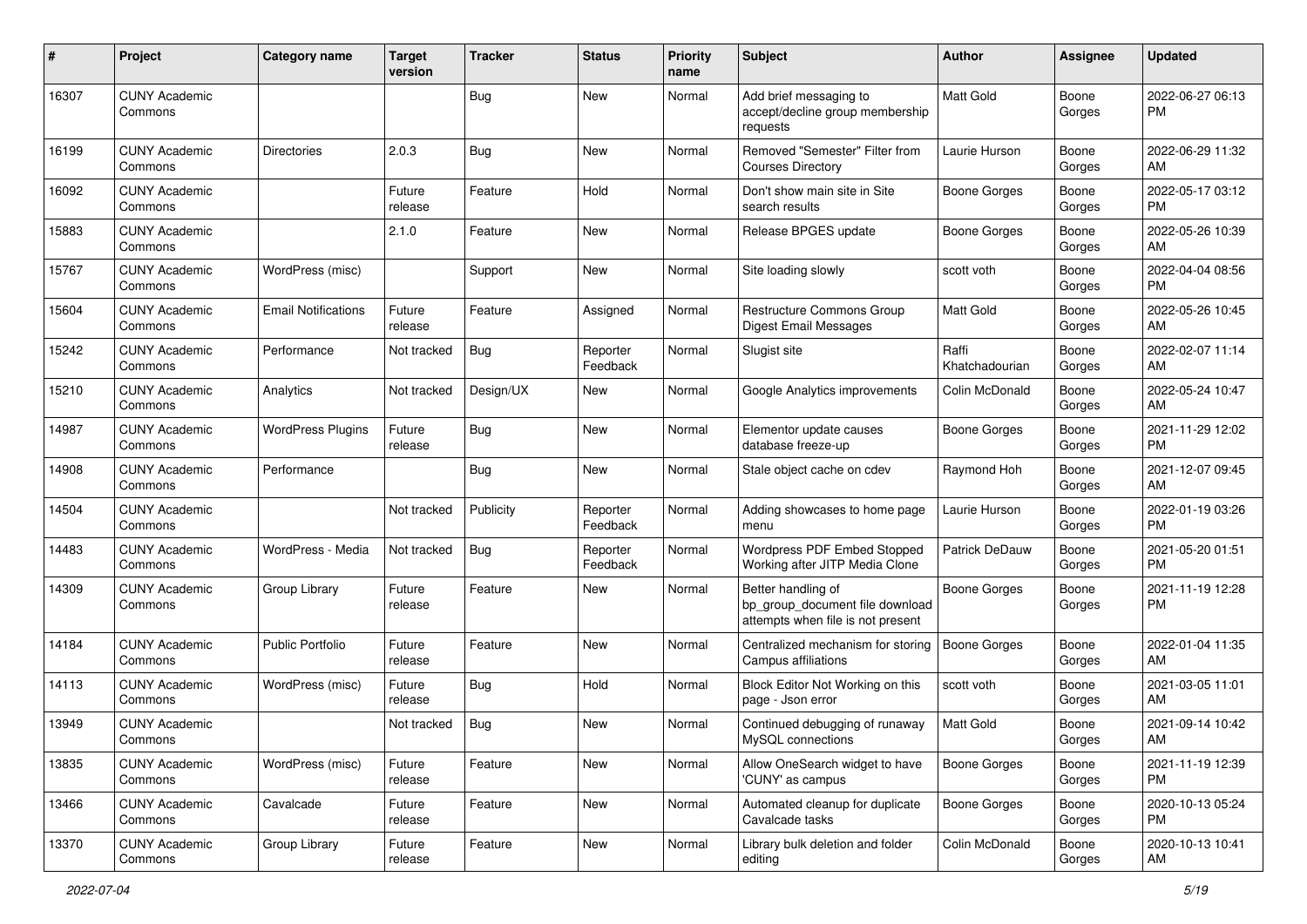| # | Project | Category name | Target version | Tracker | Status | Priority name | Subject | Author | Assignee | Updated |
|---|---|---|---|---|---|---|---|---|---|---|
| 16307 | CUNY Academic Commons | | | Bug | New | Normal | Add brief messaging to accept/decline group membership requests | Matt Gold | Boone Gorges | 2022-06-27 06:13 PM |
| 16199 | CUNY Academic Commons | Directories | 2.0.3 | Bug | New | Normal | Removed "Semester" Filter from Courses Directory | Laurie Hurson | Boone Gorges | 2022-06-29 11:32 AM |
| 16092 | CUNY Academic Commons | | Future release | Feature | Hold | Normal | Don't show main site in Site search results | Boone Gorges | Boone Gorges | 2022-05-17 03:12 PM |
| 15883 | CUNY Academic Commons | | 2.1.0 | Feature | New | Normal | Release BPGES update | Boone Gorges | Boone Gorges | 2022-05-26 10:39 AM |
| 15767 | CUNY Academic Commons | WordPress (misc) | | Support | New | Normal | Site loading slowly | scott voth | Boone Gorges | 2022-04-04 08:56 PM |
| 15604 | CUNY Academic Commons | Email Notifications | Future release | Feature | Assigned | Normal | Restructure Commons Group Digest Email Messages | Matt Gold | Boone Gorges | 2022-05-26 10:45 AM |
| 15242 | CUNY Academic Commons | Performance | Not tracked | Bug | Reporter Feedback | Normal | Slugist site | Raffi Khatchadourian | Boone Gorges | 2022-02-07 11:14 AM |
| 15210 | CUNY Academic Commons | Analytics | Not tracked | Design/UX | New | Normal | Google Analytics improvements | Colin McDonald | Boone Gorges | 2022-05-24 10:47 AM |
| 14987 | CUNY Academic Commons | WordPress Plugins | Future release | Bug | New | Normal | Elementor update causes database freeze-up | Boone Gorges | Boone Gorges | 2021-11-29 12:02 PM |
| 14908 | CUNY Academic Commons | Performance | | Bug | New | Normal | Stale object cache on cdev | Raymond Hoh | Boone Gorges | 2021-12-07 09:45 AM |
| 14504 | CUNY Academic Commons | | Not tracked | Publicity | Reporter Feedback | Normal | Adding showcases to home page menu | Laurie Hurson | Boone Gorges | 2022-01-19 03:26 PM |
| 14483 | CUNY Academic Commons | WordPress - Media | Not tracked | Bug | Reporter Feedback | Normal | Wordpress PDF Embed Stopped Working after JITP Media Clone | Patrick DeDauw | Boone Gorges | 2021-05-20 01:51 PM |
| 14309 | CUNY Academic Commons | Group Library | Future release | Feature | New | Normal | Better handling of bp_group_document file download attempts when file is not present | Boone Gorges | Boone Gorges | 2021-11-19 12:28 PM |
| 14184 | CUNY Academic Commons | Public Portfolio | Future release | Feature | New | Normal | Centralized mechanism for storing Campus affiliations | Boone Gorges | Boone Gorges | 2022-01-04 11:35 AM |
| 14113 | CUNY Academic Commons | WordPress (misc) | Future release | Bug | Hold | Normal | Block Editor Not Working on this page - Json error | scott voth | Boone Gorges | 2021-03-05 11:01 AM |
| 13949 | CUNY Academic Commons | | Not tracked | Bug | New | Normal | Continued debugging of runaway MySQL connections | Matt Gold | Boone Gorges | 2021-09-14 10:42 AM |
| 13835 | CUNY Academic Commons | WordPress (misc) | Future release | Feature | New | Normal | Allow OneSearch widget to have 'CUNY' as campus | Boone Gorges | Boone Gorges | 2021-11-19 12:39 PM |
| 13466 | CUNY Academic Commons | Cavalcade | Future release | Feature | New | Normal | Automated cleanup for duplicate Cavalcade tasks | Boone Gorges | Boone Gorges | 2020-10-13 05:24 PM |
| 13370 | CUNY Academic Commons | Group Library | Future release | Feature | New | Normal | Library bulk deletion and folder editing | Colin McDonald | Boone Gorges | 2020-10-13 10:41 AM |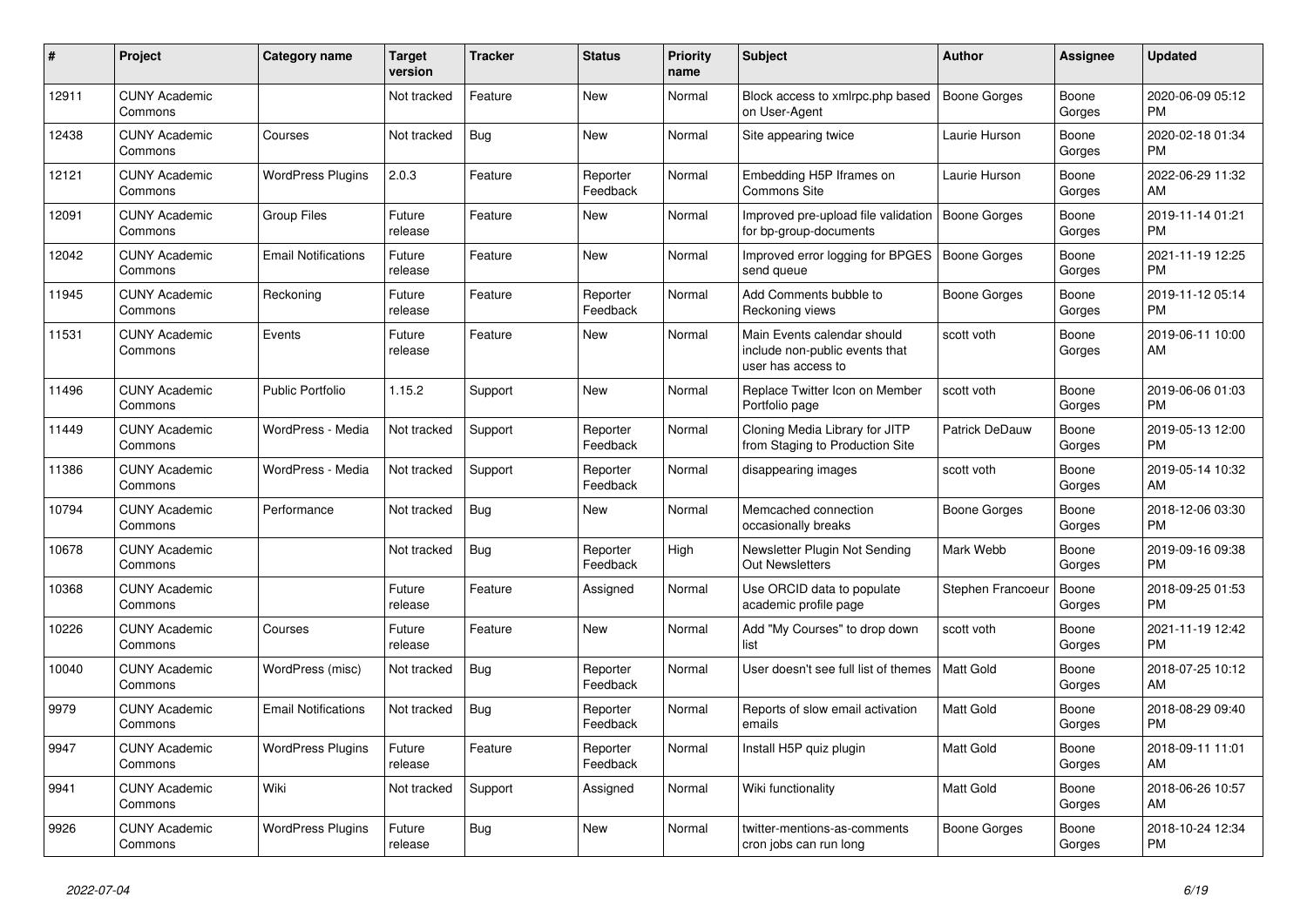| # | Project | Category name | Target version | Tracker | Status | Priority name | Subject | Author | Assignee | Updated |
|---|---|---|---|---|---|---|---|---|---|---|
| 12911 | CUNY Academic Commons | | Not tracked | Feature | New | Normal | Block access to xmlrpc.php based on User-Agent | Boone Gorges | Boone Gorges | 2020-06-09 05:12 PM |
| 12438 | CUNY Academic Commons | Courses | Not tracked | Bug | New | Normal | Site appearing twice | Laurie Hurson | Boone Gorges | 2020-02-18 01:34 PM |
| 12121 | CUNY Academic Commons | WordPress Plugins | 2.0.3 | Feature | Reporter Feedback | Normal | Embedding H5P Iframes on Commons Site | Laurie Hurson | Boone Gorges | 2022-06-29 11:32 AM |
| 12091 | CUNY Academic Commons | Group Files | Future release | Feature | New | Normal | Improved pre-upload file validation for bp-group-documents | Boone Gorges | Boone Gorges | 2019-11-14 01:21 PM |
| 12042 | CUNY Academic Commons | Email Notifications | Future release | Feature | New | Normal | Improved error logging for BPGES send queue | Boone Gorges | Boone Gorges | 2021-11-19 12:25 PM |
| 11945 | CUNY Academic Commons | Reckoning | Future release | Feature | Reporter Feedback | Normal | Add Comments bubble to Reckoning views | Boone Gorges | Boone Gorges | 2019-11-12 05:14 PM |
| 11531 | CUNY Academic Commons | Events | Future release | Feature | New | Normal | Main Events calendar should include non-public events that user has access to | scott voth | Boone Gorges | 2019-06-11 10:00 AM |
| 11496 | CUNY Academic Commons | Public Portfolio | 1.15.2 | Support | New | Normal | Replace Twitter Icon on Member Portfolio page | scott voth | Boone Gorges | 2019-06-06 01:03 PM |
| 11449 | CUNY Academic Commons | WordPress - Media | Not tracked | Support | Reporter Feedback | Normal | Cloning Media Library for JITP from Staging to Production Site | Patrick DeDauw | Boone Gorges | 2019-05-13 12:00 PM |
| 11386 | CUNY Academic Commons | WordPress - Media | Not tracked | Support | Reporter Feedback | Normal | disappearing images | scott voth | Boone Gorges | 2019-05-14 10:32 AM |
| 10794 | CUNY Academic Commons | Performance | Not tracked | Bug | New | Normal | Memcached connection occasionally breaks | Boone Gorges | Boone Gorges | 2018-12-06 03:30 PM |
| 10678 | CUNY Academic Commons | | Not tracked | Bug | Reporter Feedback | High | Newsletter Plugin Not Sending Out Newsletters | Mark Webb | Boone Gorges | 2019-09-16 09:38 PM |
| 10368 | CUNY Academic Commons | | Future release | Feature | Assigned | Normal | Use ORCID data to populate academic profile page | Stephen Francoeur | Boone Gorges | 2018-09-25 01:53 PM |
| 10226 | CUNY Academic Commons | Courses | Future release | Feature | New | Normal | Add "My Courses" to drop down list | scott voth | Boone Gorges | 2021-11-19 12:42 PM |
| 10040 | CUNY Academic Commons | WordPress (misc) | Not tracked | Bug | Reporter Feedback | Normal | User doesn't see full list of themes | Matt Gold | Boone Gorges | 2018-07-25 10:12 AM |
| 9979 | CUNY Academic Commons | Email Notifications | Not tracked | Bug | Reporter Feedback | Normal | Reports of slow email activation emails | Matt Gold | Boone Gorges | 2018-08-29 09:40 PM |
| 9947 | CUNY Academic Commons | WordPress Plugins | Future release | Feature | Reporter Feedback | Normal | Install H5P quiz plugin | Matt Gold | Boone Gorges | 2018-09-11 11:01 AM |
| 9941 | CUNY Academic Commons | Wiki | Not tracked | Support | Assigned | Normal | Wiki functionality | Matt Gold | Boone Gorges | 2018-06-26 10:57 AM |
| 9926 | CUNY Academic Commons | WordPress Plugins | Future release | Bug | New | Normal | twitter-mentions-as-comments cron jobs can run long | Boone Gorges | Boone Gorges | 2018-10-24 12:34 PM |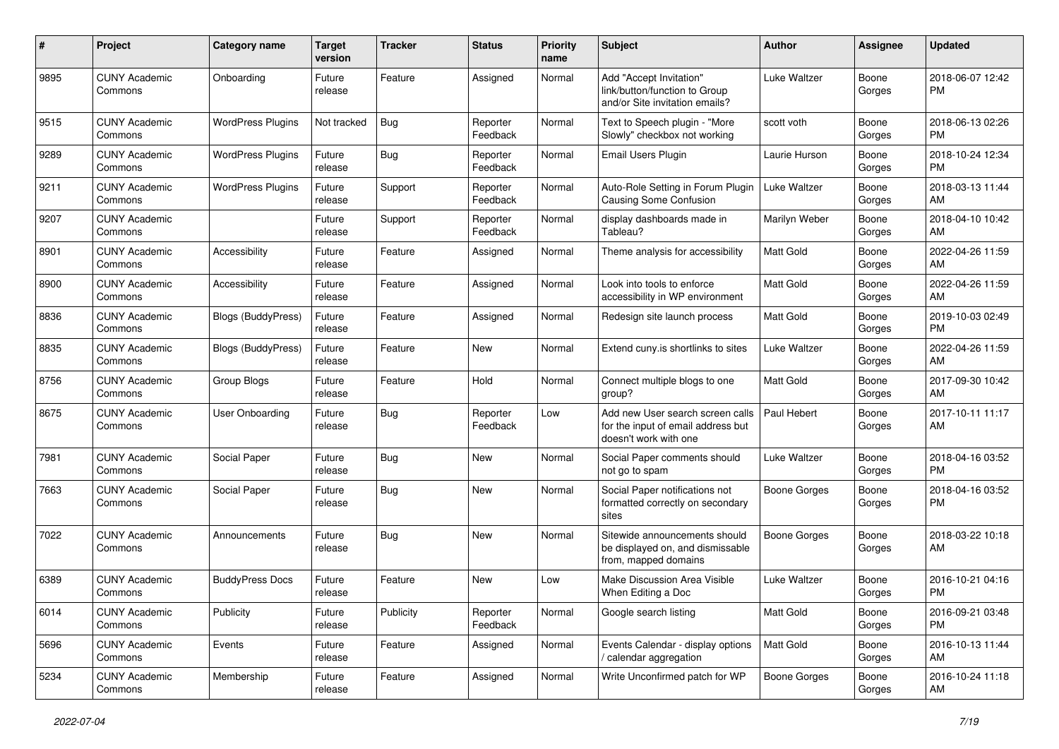| # | Project | Category name | Target version | Tracker | Status | Priority name | Subject | Author | Assignee | Updated |
|---|---|---|---|---|---|---|---|---|---|---|
| 9895 | CUNY Academic Commons | Onboarding | Future release | Feature | Assigned | Normal | Add "Accept Invitation" link/button/function to Group and/or Site invitation emails? | Luke Waltzer | Boone Gorges | 2018-06-07 12:42 PM |
| 9515 | CUNY Academic Commons | WordPress Plugins | Not tracked | Bug | Reporter Feedback | Normal | Text to Speech plugin - "More Slowly" checkbox not working | scott voth | Boone Gorges | 2018-06-13 02:26 PM |
| 9289 | CUNY Academic Commons | WordPress Plugins | Future release | Bug | Reporter Feedback | Normal | Email Users Plugin | Laurie Hurson | Boone Gorges | 2018-10-24 12:34 PM |
| 9211 | CUNY Academic Commons | WordPress Plugins | Future release | Support | Reporter Feedback | Normal | Auto-Role Setting in Forum Plugin Causing Some Confusion | Luke Waltzer | Boone Gorges | 2018-03-13 11:44 AM |
| 9207 | CUNY Academic Commons | | Future release | Support | Reporter Feedback | Normal | display dashboards made in Tableau? | Marilyn Weber | Boone Gorges | 2018-04-10 10:42 AM |
| 8901 | CUNY Academic Commons | Accessibility | Future release | Feature | Assigned | Normal | Theme analysis for accessibility | Matt Gold | Boone Gorges | 2022-04-26 11:59 AM |
| 8900 | CUNY Academic Commons | Accessibility | Future release | Feature | Assigned | Normal | Look into tools to enforce accessibility in WP environment | Matt Gold | Boone Gorges | 2022-04-26 11:59 AM |
| 8836 | CUNY Academic Commons | Blogs (BuddyPress) | Future release | Feature | Assigned | Normal | Redesign site launch process | Matt Gold | Boone Gorges | 2019-10-03 02:49 PM |
| 8835 | CUNY Academic Commons | Blogs (BuddyPress) | Future release | Feature | New | Normal | Extend cuny.is shortlinks to sites | Luke Waltzer | Boone Gorges | 2022-04-26 11:59 AM |
| 8756 | CUNY Academic Commons | Group Blogs | Future release | Feature | Hold | Normal | Connect multiple blogs to one group? | Matt Gold | Boone Gorges | 2017-09-30 10:42 AM |
| 8675 | CUNY Academic Commons | User Onboarding | Future release | Bug | Reporter Feedback | Low | Add new User search screen calls for the input of email address but doesn't work with one | Paul Hebert | Boone Gorges | 2017-10-11 11:17 AM |
| 7981 | CUNY Academic Commons | Social Paper | Future release | Bug | New | Normal | Social Paper comments should not go to spam | Luke Waltzer | Boone Gorges | 2018-04-16 03:52 PM |
| 7663 | CUNY Academic Commons | Social Paper | Future release | Bug | New | Normal | Social Paper notifications not formatted correctly on secondary sites | Boone Gorges | Boone Gorges | 2018-04-16 03:52 PM |
| 7022 | CUNY Academic Commons | Announcements | Future release | Bug | New | Normal | Sitewide announcements should be displayed on, and dismissable from, mapped domains | Boone Gorges | Boone Gorges | 2018-03-22 10:18 AM |
| 6389 | CUNY Academic Commons | BuddyPress Docs | Future release | Feature | New | Low | Make Discussion Area Visible When Editing a Doc | Luke Waltzer | Boone Gorges | 2016-10-21 04:16 PM |
| 6014 | CUNY Academic Commons | Publicity | Future release | Publicity | Reporter Feedback | Normal | Google search listing | Matt Gold | Boone Gorges | 2016-09-21 03:48 PM |
| 5696 | CUNY Academic Commons | Events | Future release | Feature | Assigned | Normal | Events Calendar - display options / calendar aggregation | Matt Gold | Boone Gorges | 2016-10-13 11:44 AM |
| 5234 | CUNY Academic Commons | Membership | Future release | Feature | Assigned | Normal | Write Unconfirmed patch for WP | Boone Gorges | Boone Gorges | 2016-10-24 11:18 AM |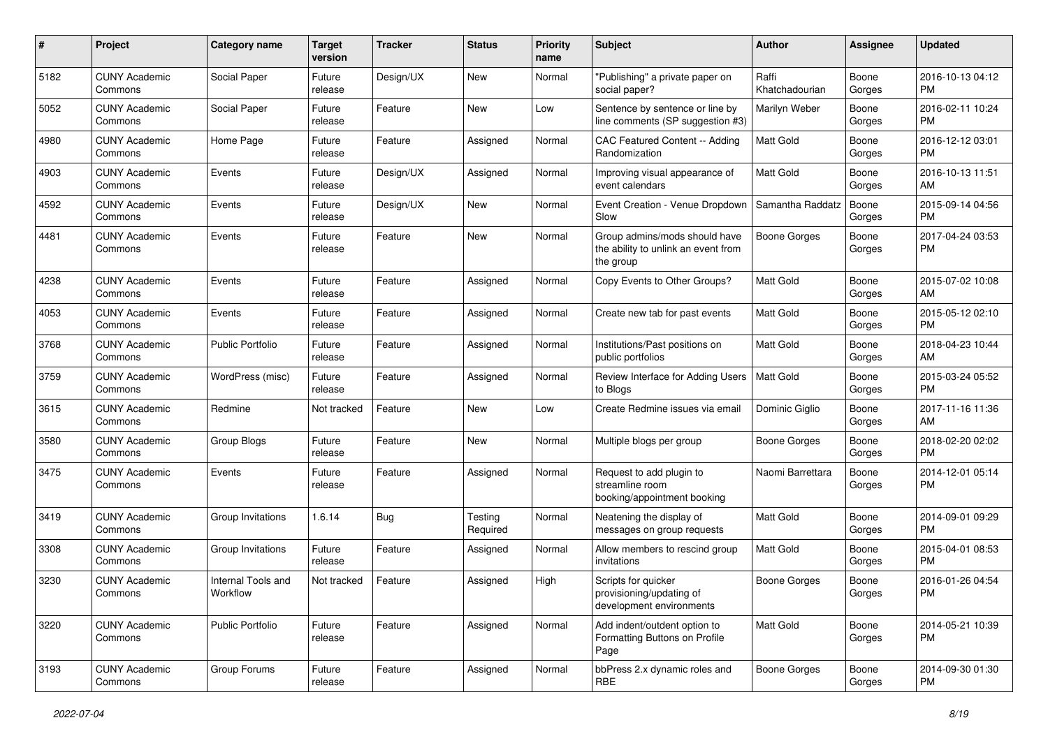| # | Project | Category name | Target version | Tracker | Status | Priority name | Subject | Author | Assignee | Updated |
|---|---|---|---|---|---|---|---|---|---|---|
| 5182 | CUNY Academic Commons | Social Paper | Future release | Design/UX | New | Normal | "Publishing" a private paper on social paper? | Raffi Khatchadourian | Boone Gorges | 2016-10-13 04:12 PM |
| 5052 | CUNY Academic Commons | Social Paper | Future release | Feature | New | Low | Sentence by sentence or line by line comments (SP suggestion #3) | Marilyn Weber | Boone Gorges | 2016-02-11 10:24 PM |
| 4980 | CUNY Academic Commons | Home Page | Future release | Feature | Assigned | Normal | CAC Featured Content -- Adding Randomization | Matt Gold | Boone Gorges | 2016-12-12 03:01 PM |
| 4903 | CUNY Academic Commons | Events | Future release | Design/UX | Assigned | Normal | Improving visual appearance of event calendars | Matt Gold | Boone Gorges | 2016-10-13 11:51 AM |
| 4592 | CUNY Academic Commons | Events | Future release | Design/UX | New | Normal | Event Creation - Venue Dropdown Slow | Samantha Raddatz | Boone Gorges | 2015-09-14 04:56 PM |
| 4481 | CUNY Academic Commons | Events | Future release | Feature | New | Normal | Group admins/mods should have the ability to unlink an event from the group | Boone Gorges | Boone Gorges | 2017-04-24 03:53 PM |
| 4238 | CUNY Academic Commons | Events | Future release | Feature | Assigned | Normal | Copy Events to Other Groups? | Matt Gold | Boone Gorges | 2015-07-02 10:08 AM |
| 4053 | CUNY Academic Commons | Events | Future release | Feature | Assigned | Normal | Create new tab for past events | Matt Gold | Boone Gorges | 2015-05-12 02:10 PM |
| 3768 | CUNY Academic Commons | Public Portfolio | Future release | Feature | Assigned | Normal | Institutions/Past positions on public portfolios | Matt Gold | Boone Gorges | 2018-04-23 10:44 AM |
| 3759 | CUNY Academic Commons | WordPress (misc) | Future release | Feature | Assigned | Normal | Review Interface for Adding Users to Blogs | Matt Gold | Boone Gorges | 2015-03-24 05:52 PM |
| 3615 | CUNY Academic Commons | Redmine | Not tracked | Feature | New | Low | Create Redmine issues via email | Dominic Giglio | Boone Gorges | 2017-11-16 11:36 AM |
| 3580 | CUNY Academic Commons | Group Blogs | Future release | Feature | New | Normal | Multiple blogs per group | Boone Gorges | Boone Gorges | 2018-02-20 02:02 PM |
| 3475 | CUNY Academic Commons | Events | Future release | Feature | Assigned | Normal | Request to add plugin to streamline room booking/appointment booking | Naomi Barrettara | Boone Gorges | 2014-12-01 05:14 PM |
| 3419 | CUNY Academic Commons | Group Invitations | 1.6.14 | Bug | Testing Required | Normal | Neatening the display of messages on group requests | Matt Gold | Boone Gorges | 2014-09-01 09:29 PM |
| 3308 | CUNY Academic Commons | Group Invitations | Future release | Feature | Assigned | Normal | Allow members to rescind group invitations | Matt Gold | Boone Gorges | 2015-04-01 08:53 PM |
| 3230 | CUNY Academic Commons | Internal Tools and Workflow | Not tracked | Feature | Assigned | High | Scripts for quicker provisioning/updating of development environments | Boone Gorges | Boone Gorges | 2016-01-26 04:54 PM |
| 3220 | CUNY Academic Commons | Public Portfolio | Future release | Feature | Assigned | Normal | Add indent/outdent option to Formatting Buttons on Profile Page | Matt Gold | Boone Gorges | 2014-05-21 10:39 PM |
| 3193 | CUNY Academic Commons | Group Forums | Future release | Feature | Assigned | Normal | bbPress 2.x dynamic roles and RBE | Boone Gorges | Boone Gorges | 2014-09-30 01:30 PM |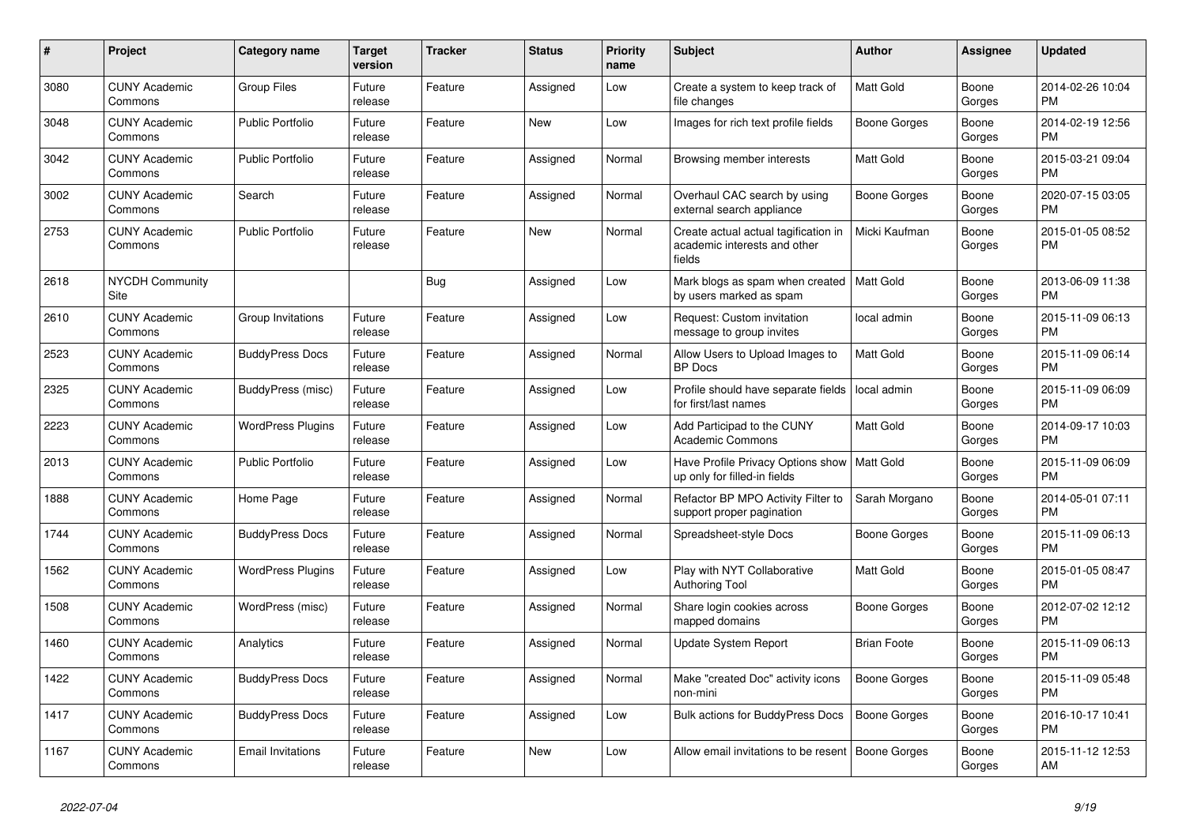| # | Project | Category name | Target version | Tracker | Status | Priority name | Subject | Author | Assignee | Updated |
|---|---|---|---|---|---|---|---|---|---|---|
| 3080 | CUNY Academic Commons | Group Files | Future release | Feature | Assigned | Low | Create a system to keep track of file changes | Matt Gold | Boone Gorges | 2014-02-26 10:04 PM |
| 3048 | CUNY Academic Commons | Public Portfolio | Future release | Feature | New | Low | Images for rich text profile fields | Boone Gorges | Boone Gorges | 2014-02-19 12:56 PM |
| 3042 | CUNY Academic Commons | Public Portfolio | Future release | Feature | Assigned | Normal | Browsing member interests | Matt Gold | Boone Gorges | 2015-03-21 09:04 PM |
| 3002 | CUNY Academic Commons | Search | Future release | Feature | Assigned | Normal | Overhaul CAC search by using external search appliance | Boone Gorges | Boone Gorges | 2020-07-15 03:05 PM |
| 2753 | CUNY Academic Commons | Public Portfolio | Future release | Feature | New | Normal | Create actual actual tagification in academic interests and other fields | Micki Kaufman | Boone Gorges | 2015-01-05 08:52 PM |
| 2618 | NYCDH Community Site | | | Bug | Assigned | Low | Mark blogs as spam when created by users marked as spam | Matt Gold | Boone Gorges | 2013-06-09 11:38 PM |
| 2610 | CUNY Academic Commons | Group Invitations | Future release | Feature | Assigned | Low | Request: Custom invitation message to group invites | local admin | Boone Gorges | 2015-11-09 06:13 PM |
| 2523 | CUNY Academic Commons | BuddyPress Docs | Future release | Feature | Assigned | Normal | Allow Users to Upload Images to BP Docs | Matt Gold | Boone Gorges | 2015-11-09 06:14 PM |
| 2325 | CUNY Academic Commons | BuddyPress (misc) | Future release | Feature | Assigned | Low | Profile should have separate fields for first/last names | local admin | Boone Gorges | 2015-11-09 06:09 PM |
| 2223 | CUNY Academic Commons | WordPress Plugins | Future release | Feature | Assigned | Low | Add Participad to the CUNY Academic Commons | Matt Gold | Boone Gorges | 2014-09-17 10:03 PM |
| 2013 | CUNY Academic Commons | Public Portfolio | Future release | Feature | Assigned | Low | Have Profile Privacy Options show up only for filled-in fields | Matt Gold | Boone Gorges | 2015-11-09 06:09 PM |
| 1888 | CUNY Academic Commons | Home Page | Future release | Feature | Assigned | Normal | Refactor BP MPO Activity Filter to support proper pagination | Sarah Morgano | Boone Gorges | 2014-05-01 07:11 PM |
| 1744 | CUNY Academic Commons | BuddyPress Docs | Future release | Feature | Assigned | Normal | Spreadsheet-style Docs | Boone Gorges | Boone Gorges | 2015-11-09 06:13 PM |
| 1562 | CUNY Academic Commons | WordPress Plugins | Future release | Feature | Assigned | Low | Play with NYT Collaborative Authoring Tool | Matt Gold | Boone Gorges | 2015-01-05 08:47 PM |
| 1508 | CUNY Academic Commons | WordPress (misc) | Future release | Feature | Assigned | Normal | Share login cookies across mapped domains | Boone Gorges | Boone Gorges | 2012-07-02 12:12 PM |
| 1460 | CUNY Academic Commons | Analytics | Future release | Feature | Assigned | Normal | Update System Report | Brian Foote | Boone Gorges | 2015-11-09 06:13 PM |
| 1422 | CUNY Academic Commons | BuddyPress Docs | Future release | Feature | Assigned | Normal | Make "created Doc" activity icons non-mini | Boone Gorges | Boone Gorges | 2015-11-09 05:48 PM |
| 1417 | CUNY Academic Commons | BuddyPress Docs | Future release | Feature | Assigned | Low | Bulk actions for BuddyPress Docs | Boone Gorges | Boone Gorges | 2016-10-17 10:41 PM |
| 1167 | CUNY Academic Commons | Email Invitations | Future release | Feature | New | Low | Allow email invitations to be resent | Boone Gorges | Boone Gorges | 2015-11-12 12:53 AM |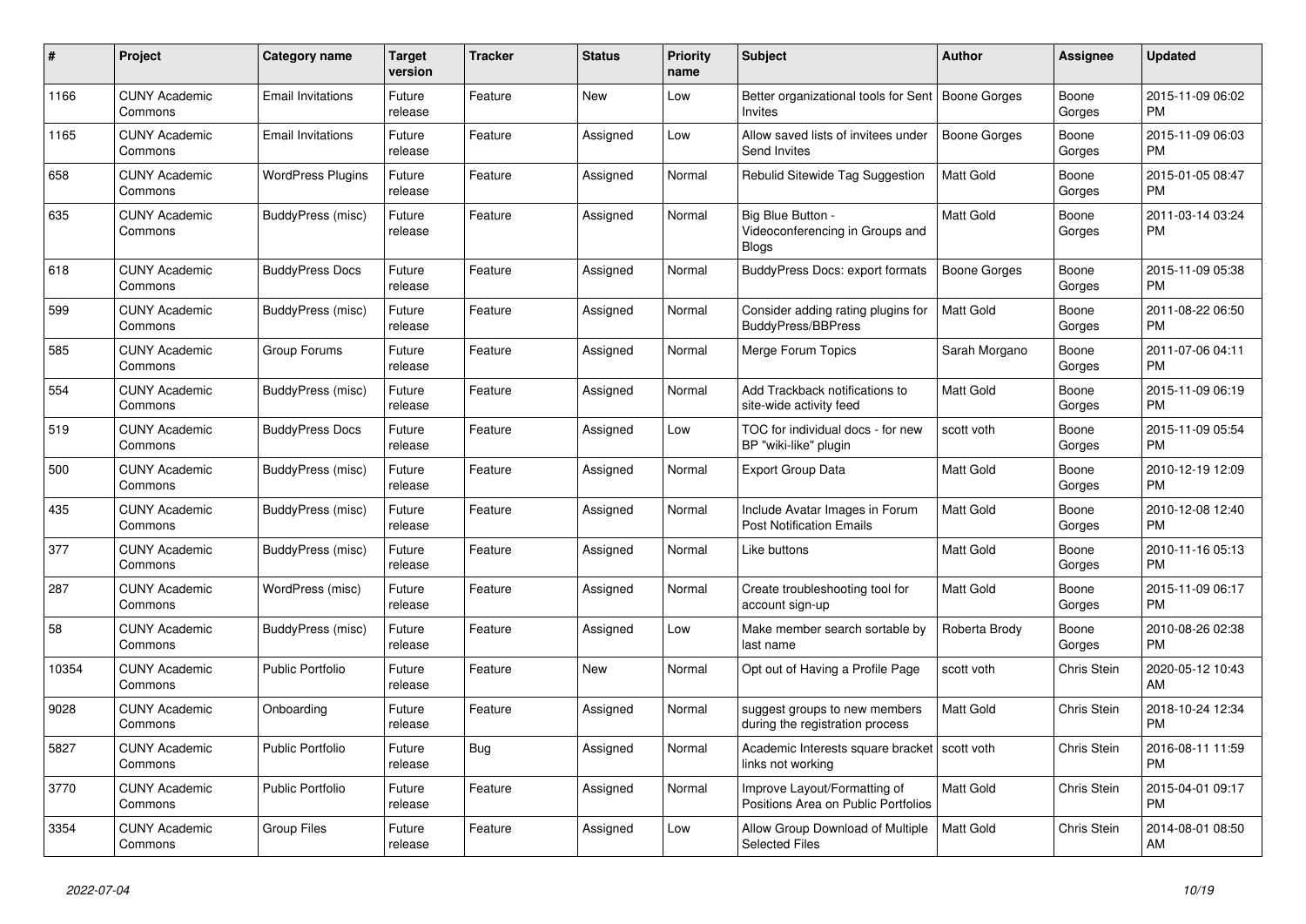| # | Project | Category name | Target version | Tracker | Status | Priority name | Subject | Author | Assignee | Updated |
|---|---|---|---|---|---|---|---|---|---|---|
| 1166 | CUNY Academic Commons | Email Invitations | Future release | Feature | New | Low | Better organizational tools for Sent Invites | Boone Gorges | Boone Gorges | 2015-11-09 06:02 PM |
| 1165 | CUNY Academic Commons | Email Invitations | Future release | Feature | Assigned | Low | Allow saved lists of invitees under Send Invites | Boone Gorges | Boone Gorges | 2015-11-09 06:03 PM |
| 658 | CUNY Academic Commons | WordPress Plugins | Future release | Feature | Assigned | Normal | Rebulid Sitewide Tag Suggestion | Matt Gold | Boone Gorges | 2015-01-05 08:47 PM |
| 635 | CUNY Academic Commons | BuddyPress (misc) | Future release | Feature | Assigned | Normal | Big Blue Button - Videoconferencing in Groups and Blogs | Matt Gold | Boone Gorges | 2011-03-14 03:24 PM |
| 618 | CUNY Academic Commons | BuddyPress Docs | Future release | Feature | Assigned | Normal | BuddyPress Docs: export formats | Boone Gorges | Boone Gorges | 2015-11-09 05:38 PM |
| 599 | CUNY Academic Commons | BuddyPress (misc) | Future release | Feature | Assigned | Normal | Consider adding rating plugins for BuddyPress/BBPress | Matt Gold | Boone Gorges | 2011-08-22 06:50 PM |
| 585 | CUNY Academic Commons | Group Forums | Future release | Feature | Assigned | Normal | Merge Forum Topics | Sarah Morgano | Boone Gorges | 2011-07-06 04:11 PM |
| 554 | CUNY Academic Commons | BuddyPress (misc) | Future release | Feature | Assigned | Normal | Add Trackback notifications to site-wide activity feed | Matt Gold | Boone Gorges | 2015-11-09 06:19 PM |
| 519 | CUNY Academic Commons | BuddyPress Docs | Future release | Feature | Assigned | Low | TOC for individual docs - for new BP "wiki-like" plugin | scott voth | Boone Gorges | 2015-11-09 05:54 PM |
| 500 | CUNY Academic Commons | BuddyPress (misc) | Future release | Feature | Assigned | Normal | Export Group Data | Matt Gold | Boone Gorges | 2010-12-19 12:09 PM |
| 435 | CUNY Academic Commons | BuddyPress (misc) | Future release | Feature | Assigned | Normal | Include Avatar Images in Forum Post Notification Emails | Matt Gold | Boone Gorges | 2010-12-08 12:40 PM |
| 377 | CUNY Academic Commons | BuddyPress (misc) | Future release | Feature | Assigned | Normal | Like buttons | Matt Gold | Boone Gorges | 2010-11-16 05:13 PM |
| 287 | CUNY Academic Commons | WordPress (misc) | Future release | Feature | Assigned | Normal | Create troubleshooting tool for account sign-up | Matt Gold | Boone Gorges | 2015-11-09 06:17 PM |
| 58 | CUNY Academic Commons | BuddyPress (misc) | Future release | Feature | Assigned | Low | Make member search sortable by last name | Roberta Brody | Boone Gorges | 2010-08-26 02:38 PM |
| 10354 | CUNY Academic Commons | Public Portfolio | Future release | Feature | New | Normal | Opt out of Having a Profile Page | scott voth | Chris Stein | 2020-05-12 10:43 AM |
| 9028 | CUNY Academic Commons | Onboarding | Future release | Feature | Assigned | Normal | suggest groups to new members during the registration process | Matt Gold | Chris Stein | 2018-10-24 12:34 PM |
| 5827 | CUNY Academic Commons | Public Portfolio | Future release | Bug | Assigned | Normal | Academic Interests square bracket links not working | scott voth | Chris Stein | 2016-08-11 11:59 PM |
| 3770 | CUNY Academic Commons | Public Portfolio | Future release | Feature | Assigned | Normal | Improve Layout/Formatting of Positions Area on Public Portfolios | Matt Gold | Chris Stein | 2015-04-01 09:17 PM |
| 3354 | CUNY Academic Commons | Group Files | Future release | Feature | Assigned | Low | Allow Group Download of Multiple Selected Files | Matt Gold | Chris Stein | 2014-08-01 08:50 AM |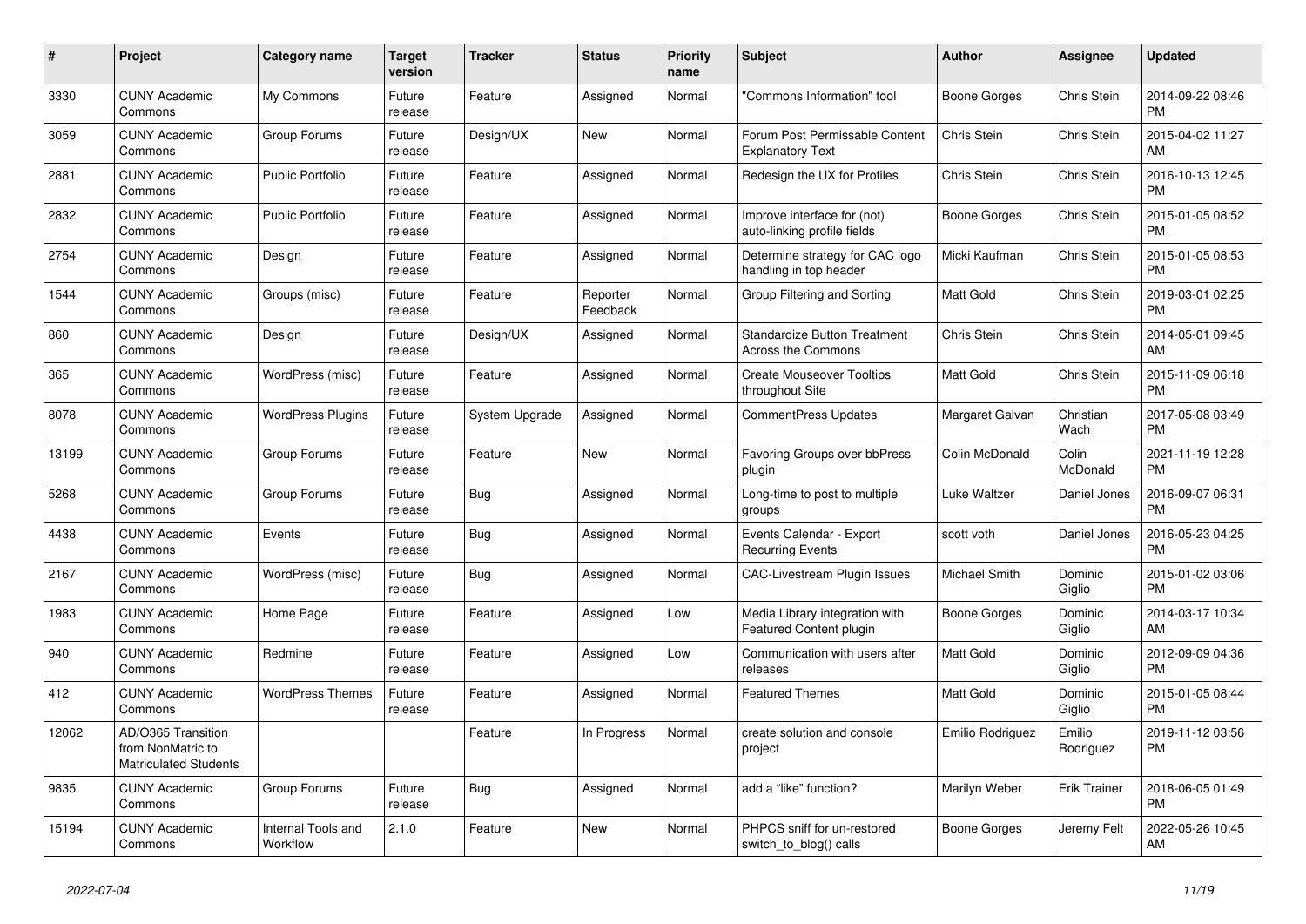| # | Project | Category name | Target version | Tracker | Status | Priority name | Subject | Author | Assignee | Updated |
|---|---|---|---|---|---|---|---|---|---|---|
| 3330 | CUNY Academic Commons | My Commons | Future release | Feature | Assigned | Normal | "Commons Information" tool | Boone Gorges | Chris Stein | 2014-09-22 08:46 PM |
| 3059 | CUNY Academic Commons | Group Forums | Future release | Design/UX | New | Normal | Forum Post Permissable Content Explanatory Text | Chris Stein | Chris Stein | 2015-04-02 11:27 AM |
| 2881 | CUNY Academic Commons | Public Portfolio | Future release | Feature | Assigned | Normal | Redesign the UX for Profiles | Chris Stein | Chris Stein | 2016-10-13 12:45 PM |
| 2832 | CUNY Academic Commons | Public Portfolio | Future release | Feature | Assigned | Normal | Improve interface for (not) auto-linking profile fields | Boone Gorges | Chris Stein | 2015-01-05 08:52 PM |
| 2754 | CUNY Academic Commons | Design | Future release | Feature | Assigned | Normal | Determine strategy for CAC logo handling in top header | Micki Kaufman | Chris Stein | 2015-01-05 08:53 PM |
| 1544 | CUNY Academic Commons | Groups (misc) | Future release | Feature | Reporter Feedback | Normal | Group Filtering and Sorting | Matt Gold | Chris Stein | 2019-03-01 02:25 PM |
| 860 | CUNY Academic Commons | Design | Future release | Design/UX | Assigned | Normal | Standardize Button Treatment Across the Commons | Chris Stein | Chris Stein | 2014-05-01 09:45 AM |
| 365 | CUNY Academic Commons | WordPress (misc) | Future release | Feature | Assigned | Normal | Create Mouseover Tooltips throughout Site | Matt Gold | Chris Stein | 2015-11-09 06:18 PM |
| 8078 | CUNY Academic Commons | WordPress Plugins | Future release | System Upgrade | Assigned | Normal | CommentPress Updates | Margaret Galvan | Christian Wach | 2017-05-08 03:49 PM |
| 13199 | CUNY Academic Commons | Group Forums | Future release | Feature | New | Normal | Favoring Groups over bbPress plugin | Colin McDonald | Colin McDonald | 2021-11-19 12:28 PM |
| 5268 | CUNY Academic Commons | Group Forums | Future release | Bug | Assigned | Normal | Long-time to post to multiple groups | Luke Waltzer | Daniel Jones | 2016-09-07 06:31 PM |
| 4438 | CUNY Academic Commons | Events | Future release | Bug | Assigned | Normal | Events Calendar - Export Recurring Events | scott voth | Daniel Jones | 2016-05-23 04:25 PM |
| 2167 | CUNY Academic Commons | WordPress (misc) | Future release | Bug | Assigned | Normal | CAC-Livestream Plugin Issues | Michael Smith | Dominic Giglio | 2015-01-02 03:06 PM |
| 1983 | CUNY Academic Commons | Home Page | Future release | Feature | Assigned | Low | Media Library integration with Featured Content plugin | Boone Gorges | Dominic Giglio | 2014-03-17 10:34 AM |
| 940 | CUNY Academic Commons | Redmine | Future release | Feature | Assigned | Low | Communication with users after releases | Matt Gold | Dominic Giglio | 2012-09-09 04:36 PM |
| 412 | CUNY Academic Commons | WordPress Themes | Future release | Feature | Assigned | Normal | Featured Themes | Matt Gold | Dominic Giglio | 2015-01-05 08:44 PM |
| 12062 | AD/O365 Transition from NonMatric to Matriculated Students | | | Feature | In Progress | Normal | create solution and console project | Emilio Rodriguez | Emilio Rodriguez | 2019-11-12 03:56 PM |
| 9835 | CUNY Academic Commons | Group Forums | Future release | Bug | Assigned | Normal | add a “like” function? | Marilyn Weber | Erik Trainer | 2018-06-05 01:49 PM |
| 15194 | CUNY Academic Commons | Internal Tools and Workflow | 2.1.0 | Feature | New | Normal | PHPCS sniff for un-restored switch_to_blog() calls | Boone Gorges | Jeremy Felt | 2022-05-26 10:45 AM |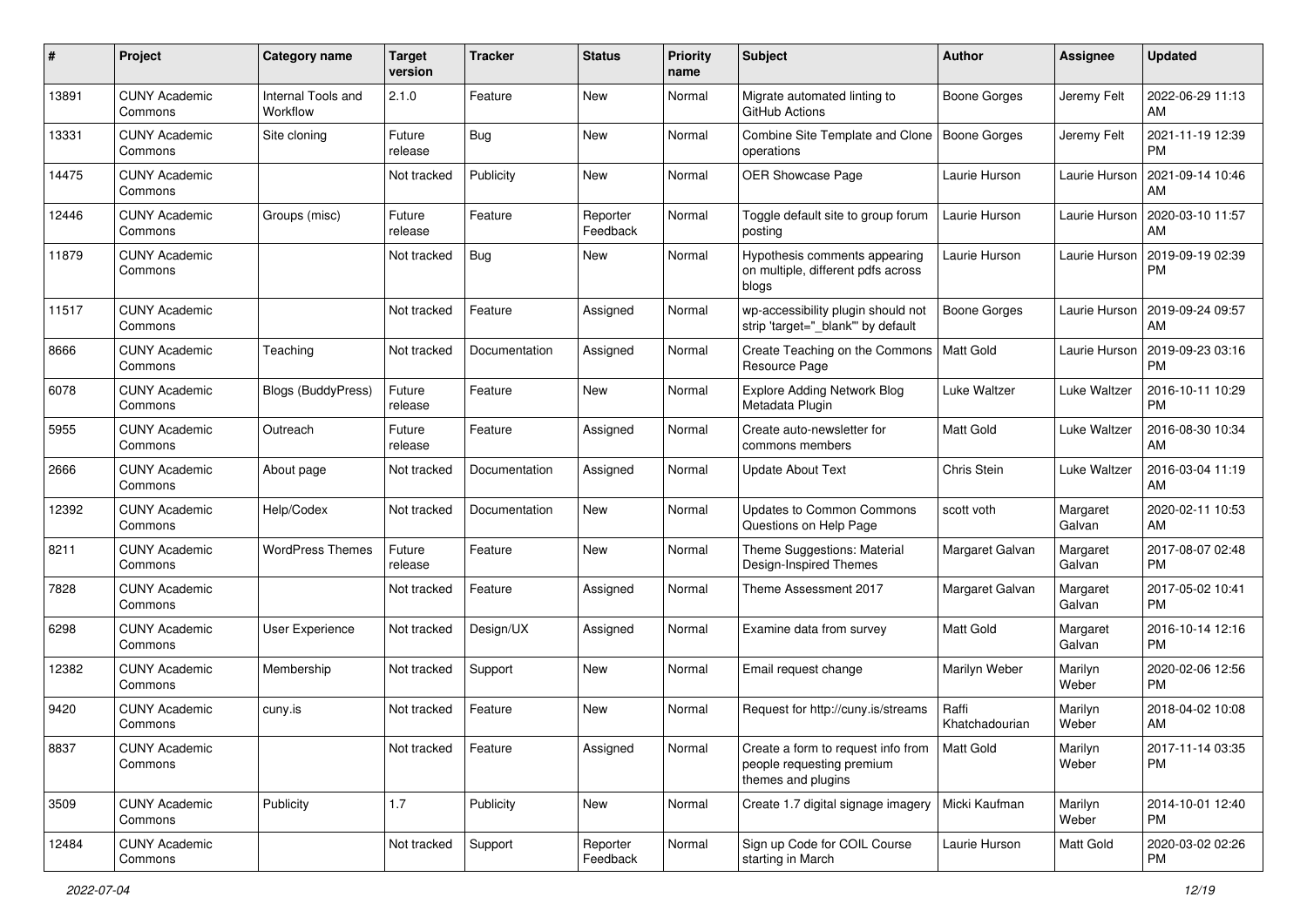| # | Project | Category name | Target version | Tracker | Status | Priority name | Subject | Author | Assignee | Updated |
|---|---|---|---|---|---|---|---|---|---|---|
| 13891 | CUNY Academic Commons | Internal Tools and Workflow | 2.1.0 | Feature | New | Normal | Migrate automated linting to GitHub Actions | Boone Gorges | Jeremy Felt | 2022-06-29 11:13 AM |
| 13331 | CUNY Academic Commons | Site cloning | Future release | Bug | New | Normal | Combine Site Template and Clone operations | Boone Gorges | Jeremy Felt | 2021-11-19 12:39 PM |
| 14475 | CUNY Academic Commons | | Not tracked | Publicity | New | Normal | OER Showcase Page | Laurie Hurson | Laurie Hurson | 2021-09-14 10:46 AM |
| 12446 | CUNY Academic Commons | Groups (misc) | Future release | Feature | Reporter Feedback | Normal | Toggle default site to group forum posting | Laurie Hurson | Laurie Hurson | 2020-03-10 11:57 AM |
| 11879 | CUNY Academic Commons | | Not tracked | Bug | New | Normal | Hypothesis comments appearing on multiple, different pdfs across blogs | Laurie Hurson | Laurie Hurson | 2019-09-19 02:39 PM |
| 11517 | CUNY Academic Commons | | Not tracked | Feature | Assigned | Normal | wp-accessibility plugin should not strip 'target="_blank"' by default | Boone Gorges | Laurie Hurson | 2019-09-24 09:57 AM |
| 8666 | CUNY Academic Commons | Teaching | Not tracked | Documentation | Assigned | Normal | Create Teaching on the Commons Resource Page | Matt Gold | Laurie Hurson | 2019-09-23 03:16 PM |
| 6078 | CUNY Academic Commons | Blogs (BuddyPress) | Future release | Feature | New | Normal | Explore Adding Network Blog Metadata Plugin | Luke Waltzer | Luke Waltzer | 2016-10-11 10:29 PM |
| 5955 | CUNY Academic Commons | Outreach | Future release | Feature | Assigned | Normal | Create auto-newsletter for commons members | Matt Gold | Luke Waltzer | 2016-08-30 10:34 AM |
| 2666 | CUNY Academic Commons | About page | Not tracked | Documentation | Assigned | Normal | Update About Text | Chris Stein | Luke Waltzer | 2016-03-04 11:19 AM |
| 12392 | CUNY Academic Commons | Help/Codex | Not tracked | Documentation | New | Normal | Updates to Common Commons Questions on Help Page | scott voth | Margaret Galvan | 2020-02-11 10:53 AM |
| 8211 | CUNY Academic Commons | WordPress Themes | Future release | Feature | New | Normal | Theme Suggestions: Material Design-Inspired Themes | Margaret Galvan | Margaret Galvan | 2017-08-07 02:48 PM |
| 7828 | CUNY Academic Commons | | Not tracked | Feature | Assigned | Normal | Theme Assessment 2017 | Margaret Galvan | Margaret Galvan | 2017-05-02 10:41 PM |
| 6298 | CUNY Academic Commons | User Experience | Not tracked | Design/UX | Assigned | Normal | Examine data from survey | Matt Gold | Margaret Galvan | 2016-10-14 12:16 PM |
| 12382 | CUNY Academic Commons | Membership | Not tracked | Support | New | Normal | Email request change | Marilyn Weber | Marilyn Weber | 2020-02-06 12:56 PM |
| 9420 | CUNY Academic Commons | cuny.is | Not tracked | Feature | New | Normal | Request for http://cuny.is/streams | Raffi Khatchadourian | Marilyn Weber | 2018-04-02 10:08 AM |
| 8837 | CUNY Academic Commons | | Not tracked | Feature | Assigned | Normal | Create a form to request info from people requesting premium themes and plugins | Matt Gold | Marilyn Weber | 2017-11-14 03:35 PM |
| 3509 | CUNY Academic Commons | Publicity | 1.7 | Publicity | New | Normal | Create 1.7 digital signage imagery | Micki Kaufman | Marilyn Weber | 2014-10-01 12:40 PM |
| 12484 | CUNY Academic Commons | | Not tracked | Support | Reporter Feedback | Normal | Sign up Code for COIL Course starting in March | Laurie Hurson | Matt Gold | 2020-03-02 02:26 PM |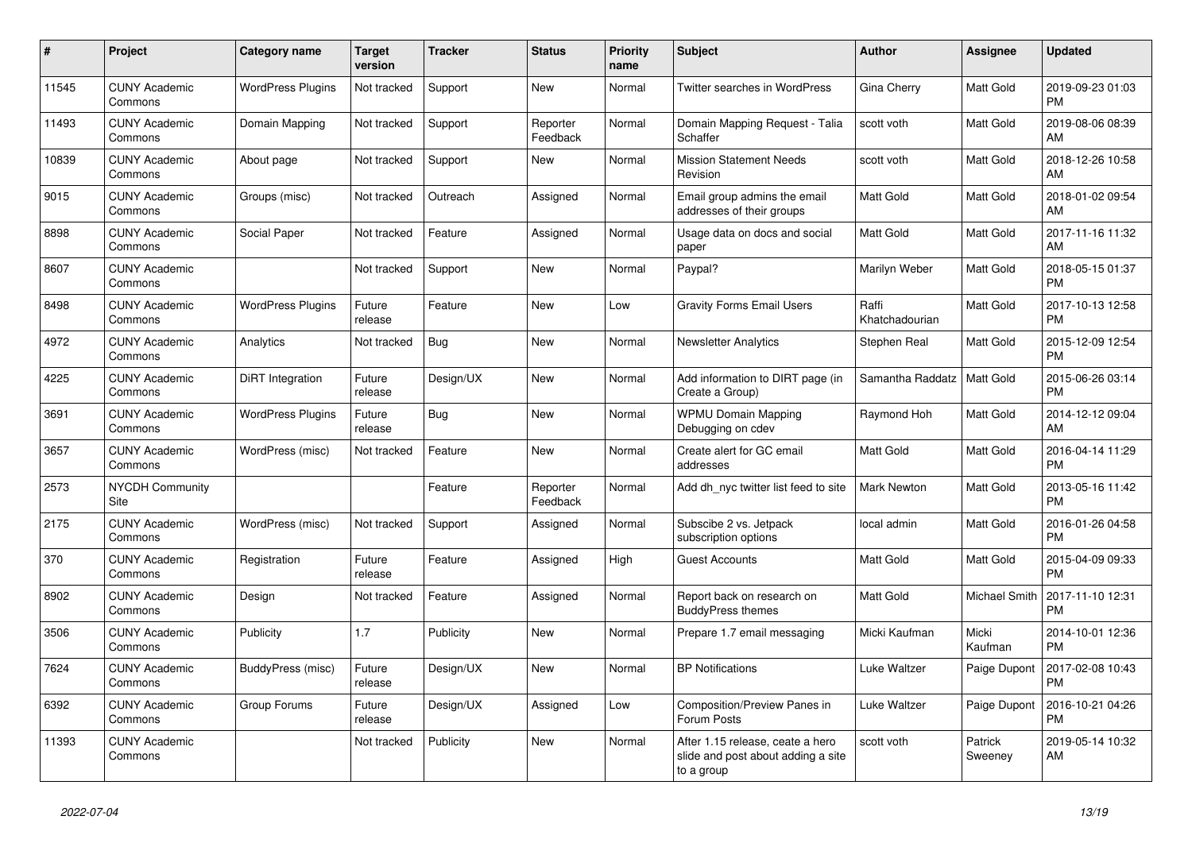| # | Project | Category name | Target version | Tracker | Status | Priority name | Subject | Author | Assignee | Updated |
|---|---|---|---|---|---|---|---|---|---|---|
| 11545 | CUNY Academic Commons | WordPress Plugins | Not tracked | Support | New | Normal | Twitter searches in WordPress | Gina Cherry | Matt Gold | 2019-09-23 01:03 PM |
| 11493 | CUNY Academic Commons | Domain Mapping | Not tracked | Support | Reporter Feedback | Normal | Domain Mapping Request - Talia Schaffer | scott voth | Matt Gold | 2019-08-06 08:39 AM |
| 10839 | CUNY Academic Commons | About page | Not tracked | Support | New | Normal | Mission Statement Needs Revision | scott voth | Matt Gold | 2018-12-26 10:58 AM |
| 9015 | CUNY Academic Commons | Groups (misc) | Not tracked | Outreach | Assigned | Normal | Email group admins the email addresses of their groups | Matt Gold | Matt Gold | 2018-01-02 09:54 AM |
| 8898 | CUNY Academic Commons | Social Paper | Not tracked | Feature | Assigned | Normal | Usage data on docs and social paper | Matt Gold | Matt Gold | 2017-11-16 11:32 AM |
| 8607 | CUNY Academic Commons | | Not tracked | Support | New | Normal | Paypal? | Marilyn Weber | Matt Gold | 2018-05-15 01:37 PM |
| 8498 | CUNY Academic Commons | WordPress Plugins | Future release | Feature | New | Low | Gravity Forms Email Users | Raffi Khatchadourian | Matt Gold | 2017-10-13 12:58 PM |
| 4972 | CUNY Academic Commons | Analytics | Not tracked | Bug | New | Normal | Newsletter Analytics | Stephen Real | Matt Gold | 2015-12-09 12:54 PM |
| 4225 | CUNY Academic Commons | DiRT Integration | Future release | Design/UX | New | Normal | Add information to DIRT page (in Create a Group) | Samantha Raddatz | Matt Gold | 2015-06-26 03:14 PM |
| 3691 | CUNY Academic Commons | WordPress Plugins | Future release | Bug | New | Normal | WPMU Domain Mapping Debugging on cdev | Raymond Hoh | Matt Gold | 2014-12-12 09:04 AM |
| 3657 | CUNY Academic Commons | WordPress (misc) | Not tracked | Feature | New | Normal | Create alert for GC email addresses | Matt Gold | Matt Gold | 2016-04-14 11:29 PM |
| 2573 | NYCDH Community Site | | | Feature | Reporter Feedback | Normal | Add dh_nyc twitter list feed to site | Mark Newton | Matt Gold | 2013-05-16 11:42 PM |
| 2175 | CUNY Academic Commons | WordPress (misc) | Not tracked | Support | Assigned | Normal | Subscibe 2 vs. Jetpack subscription options | local admin | Matt Gold | 2016-01-26 04:58 PM |
| 370 | CUNY Academic Commons | Registration | Future release | Feature | Assigned | High | Guest Accounts | Matt Gold | Matt Gold | 2015-04-09 09:33 PM |
| 8902 | CUNY Academic Commons | Design | Not tracked | Feature | Assigned | Normal | Report back on research on BuddyPress themes | Matt Gold | Michael Smith | 2017-11-10 12:31 PM |
| 3506 | CUNY Academic Commons | Publicity | 1.7 | Publicity | New | Normal | Prepare 1.7 email messaging | Micki Kaufman | Micki Kaufman | 2014-10-01 12:36 PM |
| 7624 | CUNY Academic Commons | BuddyPress (misc) | Future release | Design/UX | New | Normal | BP Notifications | Luke Waltzer | Paige Dupont | 2017-02-08 10:43 PM |
| 6392 | CUNY Academic Commons | Group Forums | Future release | Design/UX | Assigned | Low | Composition/Preview Panes in Forum Posts | Luke Waltzer | Paige Dupont | 2016-10-21 04:26 PM |
| 11393 | CUNY Academic Commons | | Not tracked | Publicity | New | Normal | After 1.15 release, ceate a hero slide and post about adding a site to a group | scott voth | Patrick Sweeney | 2019-05-14 10:32 AM |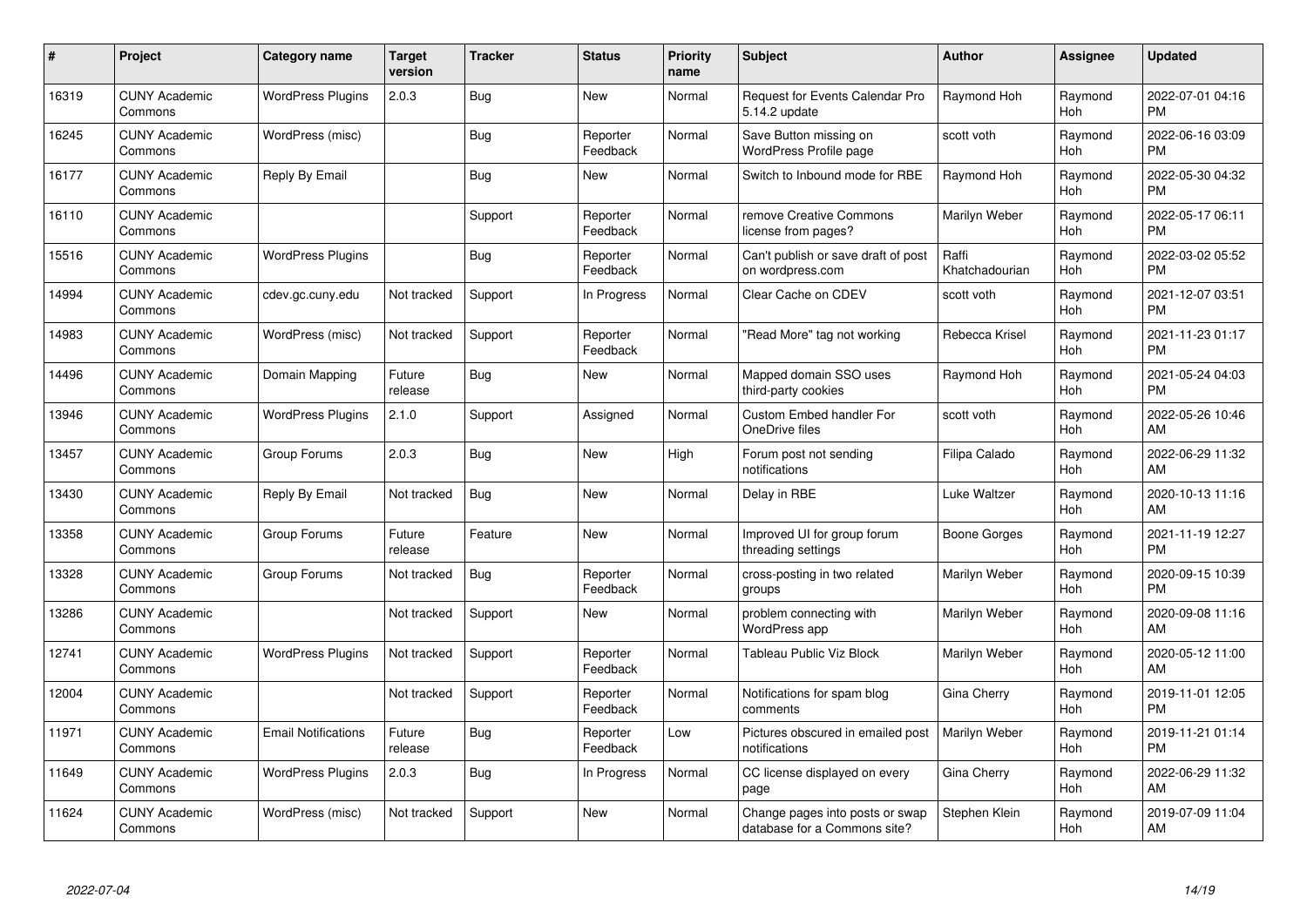| # | Project | Category name | Target version | Tracker | Status | Priority name | Subject | Author | Assignee | Updated |
|---|---|---|---|---|---|---|---|---|---|---|
| 16319 | CUNY Academic Commons | WordPress Plugins | 2.0.3 | Bug | New | Normal | Request for Events Calendar Pro 5.14.2 update | Raymond Hoh | Raymond Hoh | 2022-07-01 04:16 PM |
| 16245 | CUNY Academic Commons | WordPress (misc) | | Bug | Reporter Feedback | Normal | Save Button missing on WordPress Profile page | scott voth | Raymond Hoh | 2022-06-16 03:09 PM |
| 16177 | CUNY Academic Commons | Reply By Email | | Bug | New | Normal | Switch to Inbound mode for RBE | Raymond Hoh | Raymond Hoh | 2022-05-30 04:32 PM |
| 16110 | CUNY Academic Commons | | | Support | Reporter Feedback | Normal | remove Creative Commons license from pages? | Marilyn Weber | Raymond Hoh | 2022-05-17 06:11 PM |
| 15516 | CUNY Academic Commons | WordPress Plugins | | Bug | Reporter Feedback | Normal | Can't publish or save draft of post on wordpress.com | Raffi Khatchadourian | Raymond Hoh | 2022-03-02 05:52 PM |
| 14994 | CUNY Academic Commons | cdev.gc.cuny.edu | Not tracked | Support | In Progress | Normal | Clear Cache on CDEV | scott voth | Raymond Hoh | 2021-12-07 03:51 PM |
| 14983 | CUNY Academic Commons | WordPress (misc) | Not tracked | Support | Reporter Feedback | Normal | "Read More" tag not working | Rebecca Krisel | Raymond Hoh | 2021-11-23 01:17 PM |
| 14496 | CUNY Academic Commons | Domain Mapping | Future release | Bug | New | Normal | Mapped domain SSO uses third-party cookies | Raymond Hoh | Raymond Hoh | 2021-05-24 04:03 PM |
| 13946 | CUNY Academic Commons | WordPress Plugins | 2.1.0 | Support | Assigned | Normal | Custom Embed handler For OneDrive files | scott voth | Raymond Hoh | 2022-05-26 10:46 AM |
| 13457 | CUNY Academic Commons | Group Forums | 2.0.3 | Bug | New | High | Forum post not sending notifications | Filipa Calado | Raymond Hoh | 2022-06-29 11:32 AM |
| 13430 | CUNY Academic Commons | Reply By Email | Not tracked | Bug | New | Normal | Delay in RBE | Luke Waltzer | Raymond Hoh | 2020-10-13 11:16 AM |
| 13358 | CUNY Academic Commons | Group Forums | Future release | Feature | New | Normal | Improved UI for group forum threading settings | Boone Gorges | Raymond Hoh | 2021-11-19 12:27 PM |
| 13328 | CUNY Academic Commons | Group Forums | Not tracked | Bug | Reporter Feedback | Normal | cross-posting in two related groups | Marilyn Weber | Raymond Hoh | 2020-09-15 10:39 PM |
| 13286 | CUNY Academic Commons | | Not tracked | Support | New | Normal | problem connecting with WordPress app | Marilyn Weber | Raymond Hoh | 2020-09-08 11:16 AM |
| 12741 | CUNY Academic Commons | WordPress Plugins | Not tracked | Support | Reporter Feedback | Normal | Tableau Public Viz Block | Marilyn Weber | Raymond Hoh | 2020-05-12 11:00 AM |
| 12004 | CUNY Academic Commons | | Not tracked | Support | Reporter Feedback | Normal | Notifications for spam blog comments | Gina Cherry | Raymond Hoh | 2019-11-01 12:05 PM |
| 11971 | CUNY Academic Commons | Email Notifications | Future release | Bug | Reporter Feedback | Low | Pictures obscured in emailed post notifications | Marilyn Weber | Raymond Hoh | 2019-11-21 01:14 PM |
| 11649 | CUNY Academic Commons | WordPress Plugins | 2.0.3 | Bug | In Progress | Normal | CC license displayed on every page | Gina Cherry | Raymond Hoh | 2022-06-29 11:32 AM |
| 11624 | CUNY Academic Commons | WordPress (misc) | Not tracked | Support | New | Normal | Change pages into posts or swap database for a Commons site? | Stephen Klein | Raymond Hoh | 2019-07-09 11:04 AM |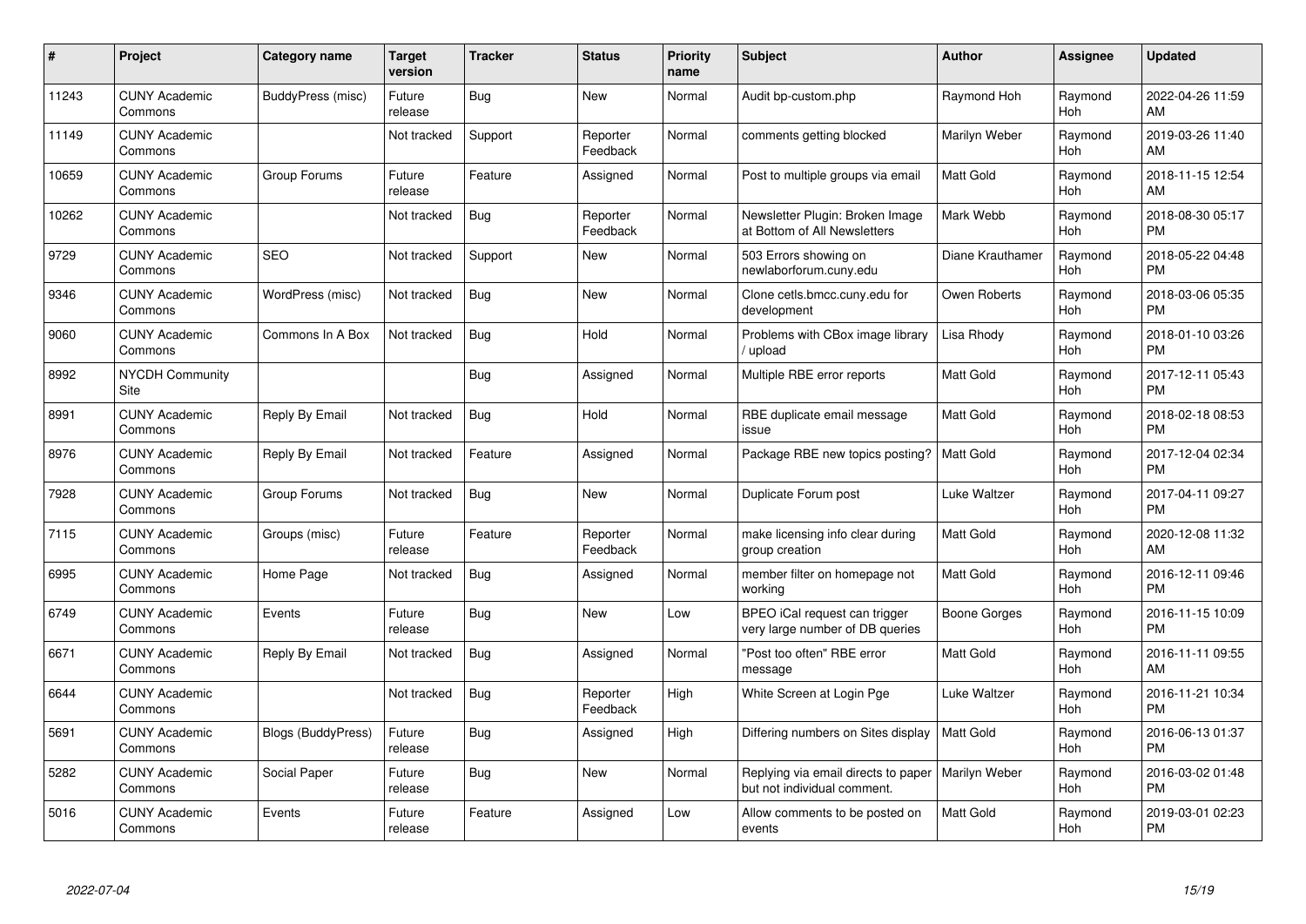| # | Project | Category name | Target version | Tracker | Status | Priority name | Subject | Author | Assignee | Updated |
|---|---|---|---|---|---|---|---|---|---|---|
| 11243 | CUNY Academic Commons | BuddyPress (misc) | Future release | Bug | New | Normal | Audit bp-custom.php | Raymond Hoh | Raymond Hoh | 2022-04-26 11:59 AM |
| 11149 | CUNY Academic Commons | | Not tracked | Support | Reporter Feedback | Normal | comments getting blocked | Marilyn Weber | Raymond Hoh | 2019-03-26 11:40 AM |
| 10659 | CUNY Academic Commons | Group Forums | Future release | Feature | Assigned | Normal | Post to multiple groups via email | Matt Gold | Raymond Hoh | 2018-11-15 12:54 AM |
| 10262 | CUNY Academic Commons | | Not tracked | Bug | Reporter Feedback | Normal | Newsletter Plugin: Broken Image at Bottom of All Newsletters | Mark Webb | Raymond Hoh | 2018-08-30 05:17 PM |
| 9729 | CUNY Academic Commons | SEO | Not tracked | Support | New | Normal | 503 Errors showing on newlaborforum.cuny.edu | Diane Krauthamer | Raymond Hoh | 2018-05-22 04:48 PM |
| 9346 | CUNY Academic Commons | WordPress (misc) | Not tracked | Bug | New | Normal | Clone cetls.bmcc.cuny.edu for development | Owen Roberts | Raymond Hoh | 2018-03-06 05:35 PM |
| 9060 | CUNY Academic Commons | Commons In A Box | Not tracked | Bug | Hold | Normal | Problems with CBox image library / upload | Lisa Rhody | Raymond Hoh | 2018-01-10 03:26 PM |
| 8992 | NYCDH Community Site | | | Bug | Assigned | Normal | Multiple RBE error reports | Matt Gold | Raymond Hoh | 2017-12-11 05:43 PM |
| 8991 | CUNY Academic Commons | Reply By Email | Not tracked | Bug | Hold | Normal | RBE duplicate email message issue | Matt Gold | Raymond Hoh | 2018-02-18 08:53 PM |
| 8976 | CUNY Academic Commons | Reply By Email | Not tracked | Feature | Assigned | Normal | Package RBE new topics posting? | Matt Gold | Raymond Hoh | 2017-12-04 02:34 PM |
| 7928 | CUNY Academic Commons | Group Forums | Not tracked | Bug | New | Normal | Duplicate Forum post | Luke Waltzer | Raymond Hoh | 2017-04-11 09:27 PM |
| 7115 | CUNY Academic Commons | Groups (misc) | Future release | Feature | Reporter Feedback | Normal | make licensing info clear during group creation | Matt Gold | Raymond Hoh | 2020-12-08 11:32 AM |
| 6995 | CUNY Academic Commons | Home Page | Not tracked | Bug | Assigned | Normal | member filter on homepage not working | Matt Gold | Raymond Hoh | 2016-12-11 09:46 PM |
| 6749 | CUNY Academic Commons | Events | Future release | Bug | New | Low | BPEO iCal request can trigger very large number of DB queries | Boone Gorges | Raymond Hoh | 2016-11-15 10:09 PM |
| 6671 | CUNY Academic Commons | Reply By Email | Not tracked | Bug | Assigned | Normal | "Post too often" RBE error message | Matt Gold | Raymond Hoh | 2016-11-11 09:55 AM |
| 6644 | CUNY Academic Commons | | Not tracked | Bug | Reporter Feedback | High | White Screen at Login Pge | Luke Waltzer | Raymond Hoh | 2016-11-21 10:34 PM |
| 5691 | CUNY Academic Commons | Blogs (BuddyPress) | Future release | Bug | Assigned | High | Differing numbers on Sites display | Matt Gold | Raymond Hoh | 2016-06-13 01:37 PM |
| 5282 | CUNY Academic Commons | Social Paper | Future release | Bug | New | Normal | Replying via email directs to paper but not individual comment. | Marilyn Weber | Raymond Hoh | 2016-03-02 01:48 PM |
| 5016 | CUNY Academic Commons | Events | Future release | Feature | Assigned | Low | Allow comments to be posted on events | Matt Gold | Raymond Hoh | 2019-03-01 02:23 PM |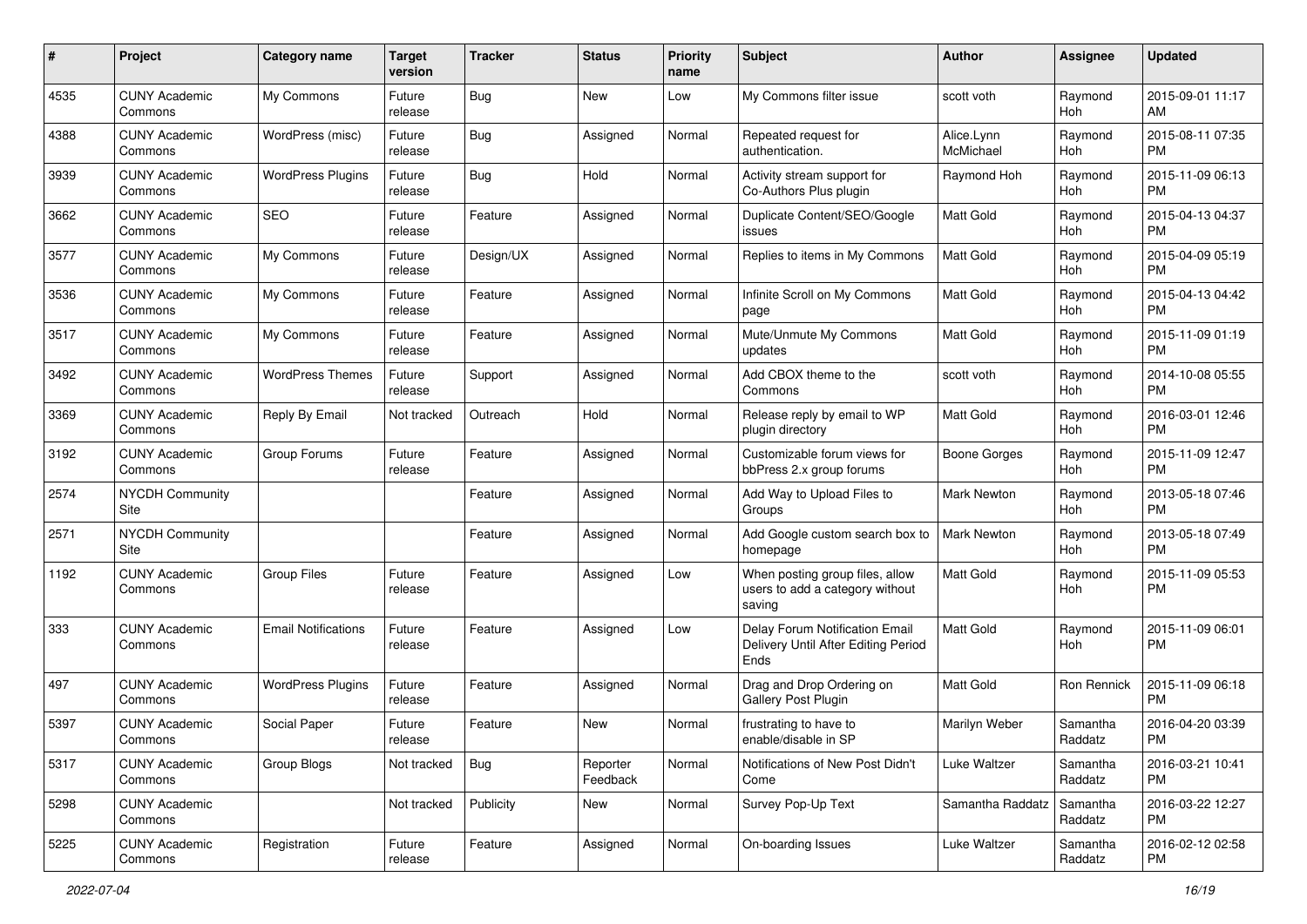| # | Project | Category name | Target version | Tracker | Status | Priority name | Subject | Author | Assignee | Updated |
|---|---|---|---|---|---|---|---|---|---|---|
| 4535 | CUNY Academic Commons | My Commons | Future release | Bug | New | Low | My Commons filter issue | scott voth | Raymond Hoh | 2015-09-01 11:17 AM |
| 4388 | CUNY Academic Commons | WordPress (misc) | Future release | Bug | Assigned | Normal | Repeated request for authentication. | Alice.Lynn McMichael | Raymond Hoh | 2015-08-11 07:35 PM |
| 3939 | CUNY Academic Commons | WordPress Plugins | Future release | Bug | Hold | Normal | Activity stream support for Co-Authors Plus plugin | Raymond Hoh | Raymond Hoh | 2015-11-09 06:13 PM |
| 3662 | CUNY Academic Commons | SEO | Future release | Feature | Assigned | Normal | Duplicate Content/SEO/Google issues | Matt Gold | Raymond Hoh | 2015-04-13 04:37 PM |
| 3577 | CUNY Academic Commons | My Commons | Future release | Design/UX | Assigned | Normal | Replies to items in My Commons | Matt Gold | Raymond Hoh | 2015-04-09 05:19 PM |
| 3536 | CUNY Academic Commons | My Commons | Future release | Feature | Assigned | Normal | Infinite Scroll on My Commons page | Matt Gold | Raymond Hoh | 2015-04-13 04:42 PM |
| 3517 | CUNY Academic Commons | My Commons | Future release | Feature | Assigned | Normal | Mute/Unmute My Commons updates | Matt Gold | Raymond Hoh | 2015-11-09 01:19 PM |
| 3492 | CUNY Academic Commons | WordPress Themes | Future release | Support | Assigned | Normal | Add CBOX theme to the Commons | scott voth | Raymond Hoh | 2014-10-08 05:55 PM |
| 3369 | CUNY Academic Commons | Reply By Email | Not tracked | Outreach | Hold | Normal | Release reply by email to WP plugin directory | Matt Gold | Raymond Hoh | 2016-03-01 12:46 PM |
| 3192 | CUNY Academic Commons | Group Forums | Future release | Feature | Assigned | Normal | Customizable forum views for bbPress 2.x group forums | Boone Gorges | Raymond Hoh | 2015-11-09 12:47 PM |
| 2574 | NYCDH Community Site | | | Feature | Assigned | Normal | Add Way to Upload Files to Groups | Mark Newton | Raymond Hoh | 2013-05-18 07:46 PM |
| 2571 | NYCDH Community Site | | | Feature | Assigned | Normal | Add Google custom search box to homepage | Mark Newton | Raymond Hoh | 2013-05-18 07:49 PM |
| 1192 | CUNY Academic Commons | Group Files | Future release | Feature | Assigned | Low | When posting group files, allow users to add a category without saving | Matt Gold | Raymond Hoh | 2015-11-09 05:53 PM |
| 333 | CUNY Academic Commons | Email Notifications | Future release | Feature | Assigned | Low | Delay Forum Notification Email Delivery Until After Editing Period Ends | Matt Gold | Raymond Hoh | 2015-11-09 06:01 PM |
| 497 | CUNY Academic Commons | WordPress Plugins | Future release | Feature | Assigned | Normal | Drag and Drop Ordering on Gallery Post Plugin | Matt Gold | Ron Rennick | 2015-11-09 06:18 PM |
| 5397 | CUNY Academic Commons | Social Paper | Future release | Feature | New | Normal | frustrating to have to enable/disable in SP | Marilyn Weber | Samantha Raddatz | 2016-04-20 03:39 PM |
| 5317 | CUNY Academic Commons | Group Blogs | Not tracked | Bug | Reporter Feedback | Normal | Notifications of New Post Didn't Come | Luke Waltzer | Samantha Raddatz | 2016-03-21 10:41 PM |
| 5298 | CUNY Academic Commons | | Not tracked | Publicity | New | Normal | Survey Pop-Up Text | Samantha Raddatz | Samantha Raddatz | 2016-03-22 12:27 PM |
| 5225 | CUNY Academic Commons | Registration | Future release | Feature | Assigned | Normal | On-boarding Issues | Luke Waltzer | Samantha Raddatz | 2016-02-12 02:58 PM |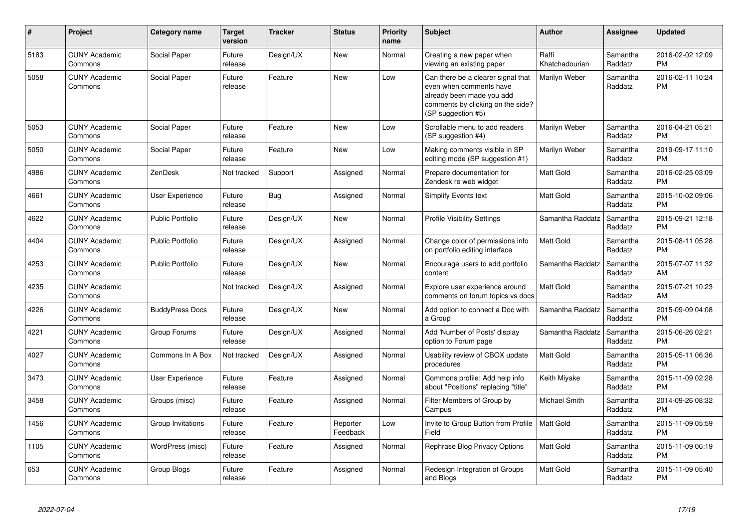| # | Project | Category name | Target version | Tracker | Status | Priority name | Subject | Author | Assignee | Updated |
|---|---|---|---|---|---|---|---|---|---|---|
| 5183 | CUNY Academic Commons | Social Paper | Future release | Design/UX | New | Normal | Creating a new paper when viewing an existing paper | Raffi Khatchadourian | Samantha Raddatz | 2016-02-02 12:09 PM |
| 5058 | CUNY Academic Commons | Social Paper | Future release | Feature | New | Low | Can there be a clearer signal that even when comments have already been made you add comments by clicking on the side? (SP suggestion #5) | Marilyn Weber | Samantha Raddatz | 2016-02-11 10:24 PM |
| 5053 | CUNY Academic Commons | Social Paper | Future release | Feature | New | Low | Scrollable menu to add readers (SP suggestion #4) | Marilyn Weber | Samantha Raddatz | 2016-04-21 05:21 PM |
| 5050 | CUNY Academic Commons | Social Paper | Future release | Feature | New | Low | Making comments visible in SP editing mode (SP suggestion #1) | Marilyn Weber | Samantha Raddatz | 2019-09-17 11:10 PM |
| 4986 | CUNY Academic Commons | ZenDesk | Not tracked | Support | Assigned | Normal | Prepare documentation for Zendesk re web widget | Matt Gold | Samantha Raddatz | 2016-02-25 03:09 PM |
| 4661 | CUNY Academic Commons | User Experience | Future release | Bug | Assigned | Normal | Simplify Events text | Matt Gold | Samantha Raddatz | 2015-10-02 09:06 PM |
| 4622 | CUNY Academic Commons | Public Portfolio | Future release | Design/UX | New | Normal | Profile Visibility Settings | Samantha Raddatz | Samantha Raddatz | 2015-09-21 12:18 PM |
| 4404 | CUNY Academic Commons | Public Portfolio | Future release | Design/UX | Assigned | Normal | Change color of permissions info on portfolio editing interface | Matt Gold | Samantha Raddatz | 2015-08-11 05:28 PM |
| 4253 | CUNY Academic Commons | Public Portfolio | Future release | Design/UX | New | Normal | Encourage users to add portfolio content | Samantha Raddatz | Samantha Raddatz | 2015-07-07 11:32 AM |
| 4235 | CUNY Academic Commons | | Not tracked | Design/UX | Assigned | Normal | Explore user experience around comments on forum topics vs docs | Matt Gold | Samantha Raddatz | 2015-07-21 10:23 AM |
| 4226 | CUNY Academic Commons | BuddyPress Docs | Future release | Design/UX | New | Normal | Add option to connect a Doc with a Group | Samantha Raddatz | Samantha Raddatz | 2015-09-09 04:08 PM |
| 4221 | CUNY Academic Commons | Group Forums | Future release | Design/UX | Assigned | Normal | Add 'Number of Posts' display option to Forum page | Samantha Raddatz | Samantha Raddatz | 2015-06-26 02:21 PM |
| 4027 | CUNY Academic Commons | Commons In A Box | Not tracked | Design/UX | Assigned | Normal | Usability review of CBOX update procedures | Matt Gold | Samantha Raddatz | 2015-05-11 06:36 PM |
| 3473 | CUNY Academic Commons | User Experience | Future release | Feature | Assigned | Normal | Commons profile: Add help info about "Positions" replacing "title" | Keith Miyake | Samantha Raddatz | 2015-11-09 02:28 PM |
| 3458 | CUNY Academic Commons | Groups (misc) | Future release | Feature | Assigned | Normal | Filter Members of Group by Campus | Michael Smith | Samantha Raddatz | 2014-09-26 08:32 PM |
| 1456 | CUNY Academic Commons | Group Invitations | Future release | Feature | Reporter Feedback | Low | Invite to Group Button from Profile Field | Matt Gold | Samantha Raddatz | 2015-11-09 05:59 PM |
| 1105 | CUNY Academic Commons | WordPress (misc) | Future release | Feature | Assigned | Normal | Rephrase Blog Privacy Options | Matt Gold | Samantha Raddatz | 2015-11-09 06:19 PM |
| 653 | CUNY Academic Commons | Group Blogs | Future release | Feature | Assigned | Normal | Redesign Integration of Groups and Blogs | Matt Gold | Samantha Raddatz | 2015-11-09 05:40 PM |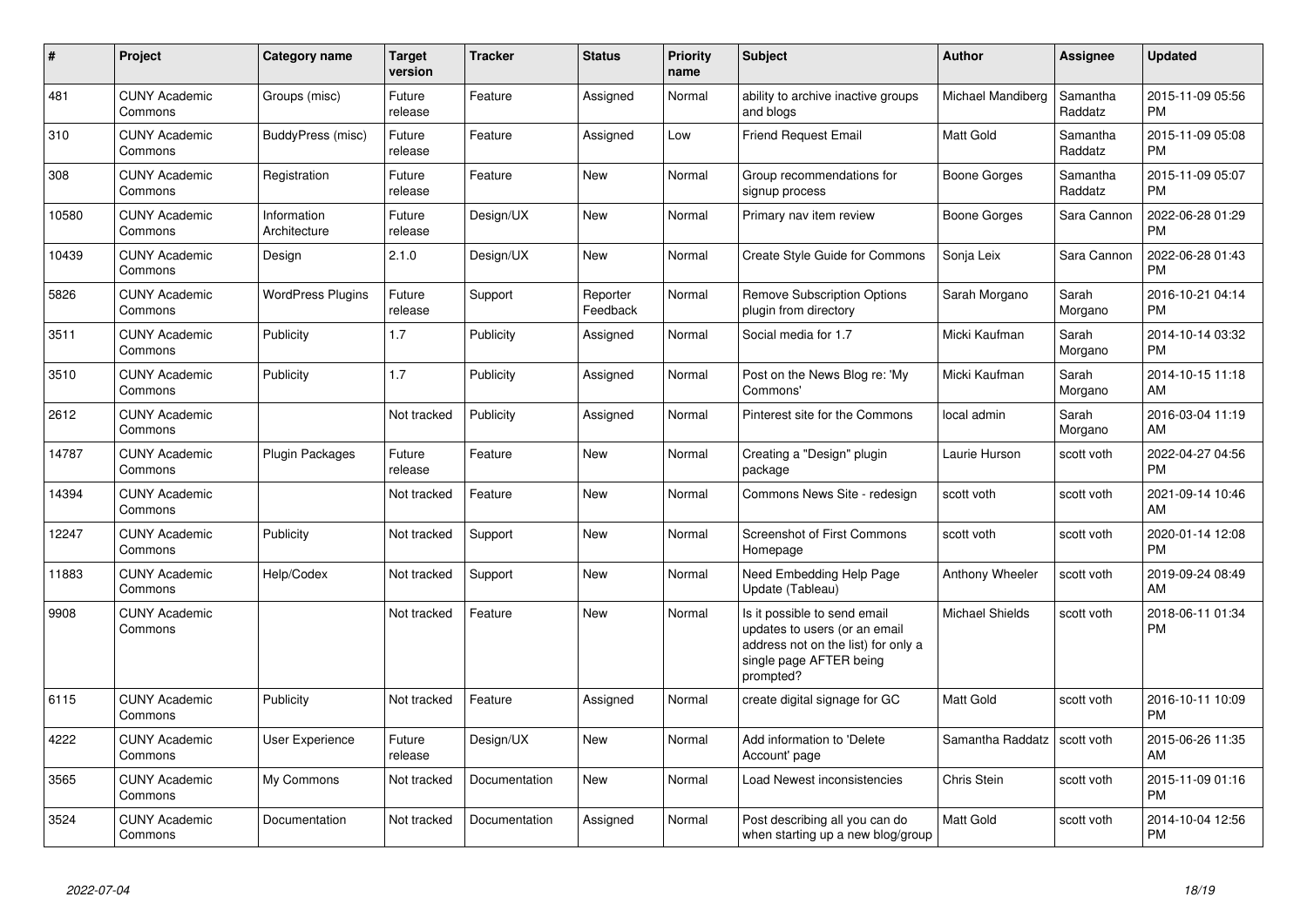| # | Project | Category name | Target version | Tracker | Status | Priority name | Subject | Author | Assignee | Updated |
|---|---|---|---|---|---|---|---|---|---|---|
| 481 | CUNY Academic Commons | Groups (misc) | Future release | Feature | Assigned | Normal | ability to archive inactive groups and blogs | Michael Mandiberg | Samantha Raddatz | 2015-11-09 05:56 PM |
| 310 | CUNY Academic Commons | BuddyPress (misc) | Future release | Feature | Assigned | Low | Friend Request Email | Matt Gold | Samantha Raddatz | 2015-11-09 05:08 PM |
| 308 | CUNY Academic Commons | Registration | Future release | Feature | New | Normal | Group recommendations for signup process | Boone Gorges | Samantha Raddatz | 2015-11-09 05:07 PM |
| 10580 | CUNY Academic Commons | Information Architecture | Future release | Design/UX | New | Normal | Primary nav item review | Boone Gorges | Sara Cannon | 2022-06-28 01:29 PM |
| 10439 | CUNY Academic Commons | Design | 2.1.0 | Design/UX | New | Normal | Create Style Guide for Commons | Sonja Leix | Sara Cannon | 2022-06-28 01:43 PM |
| 5826 | CUNY Academic Commons | WordPress Plugins | Future release | Support | Reporter Feedback | Normal | Remove Subscription Options plugin from directory | Sarah Morgano | Sarah Morgano | 2016-10-21 04:14 PM |
| 3511 | CUNY Academic Commons | Publicity | 1.7 | Publicity | Assigned | Normal | Social media for 1.7 | Micki Kaufman | Sarah Morgano | 2014-10-14 03:32 PM |
| 3510 | CUNY Academic Commons | Publicity | 1.7 | Publicity | Assigned | Normal | Post on the News Blog re: 'My Commons' | Micki Kaufman | Sarah Morgano | 2014-10-15 11:18 AM |
| 2612 | CUNY Academic Commons | | Not tracked | Publicity | Assigned | Normal | Pinterest site for the Commons | local admin | Sarah Morgano | 2016-03-04 11:19 AM |
| 14787 | CUNY Academic Commons | Plugin Packages | Future release | Feature | New | Normal | Creating a "Design" plugin package | Laurie Hurson | scott voth | 2022-04-27 04:56 PM |
| 14394 | CUNY Academic Commons | | Not tracked | Feature | New | Normal | Commons News Site - redesign | scott voth | scott voth | 2021-09-14 10:46 AM |
| 12247 | CUNY Academic Commons | Publicity | Not tracked | Support | New | Normal | Screenshot of First Commons Homepage | scott voth | scott voth | 2020-01-14 12:08 PM |
| 11883 | CUNY Academic Commons | Help/Codex | Not tracked | Support | New | Normal | Need Embedding Help Page Update (Tableau) | Anthony Wheeler | scott voth | 2019-09-24 08:49 AM |
| 9908 | CUNY Academic Commons | | Not tracked | Feature | New | Normal | Is it possible to send email updates to users (or an email address not on the list) for only a single page AFTER being prompted? | Michael Shields | scott voth | 2018-06-11 01:34 PM |
| 6115 | CUNY Academic Commons | Publicity | Not tracked | Feature | Assigned | Normal | create digital signage for GC | Matt Gold | scott voth | 2016-10-11 10:09 PM |
| 4222 | CUNY Academic Commons | User Experience | Future release | Design/UX | New | Normal | Add information to 'Delete Account' page | Samantha Raddatz | scott voth | 2015-06-26 11:35 AM |
| 3565 | CUNY Academic Commons | My Commons | Not tracked | Documentation | New | Normal | Load Newest inconsistencies | Chris Stein | scott voth | 2015-11-09 01:16 PM |
| 3524 | CUNY Academic Commons | Documentation | Not tracked | Documentation | Assigned | Normal | Post describing all you can do when starting up a new blog/group | Matt Gold | scott voth | 2014-10-04 12:56 PM |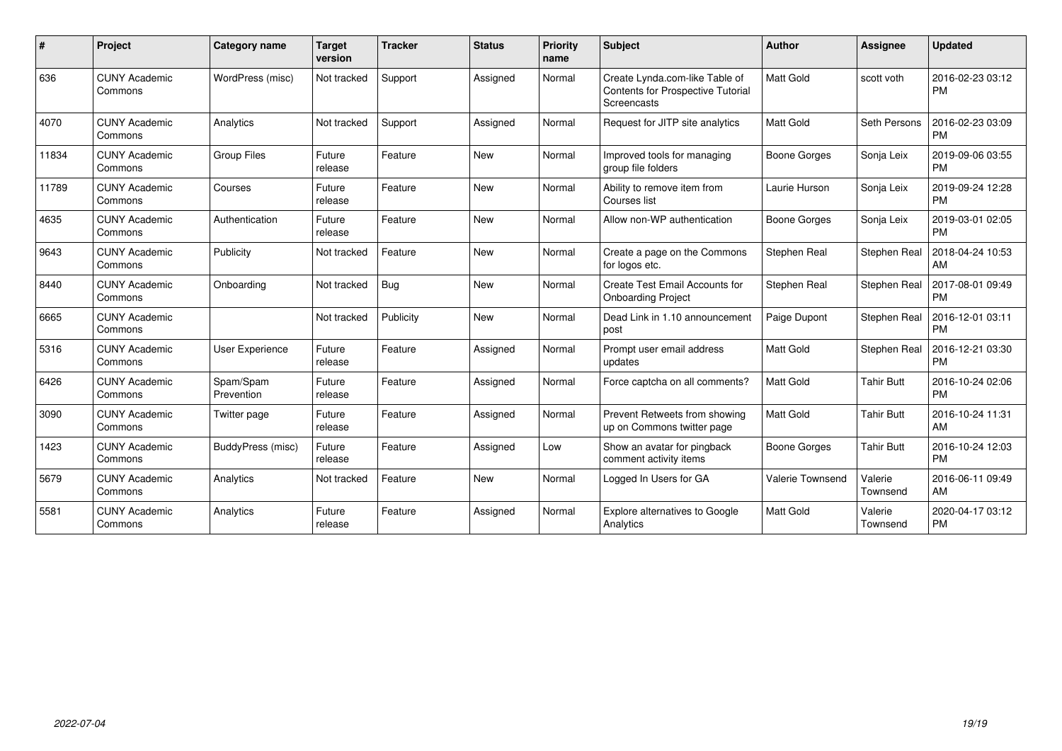| # | Project | Category name | Target version | Tracker | Status | Priority name | Subject | Author | Assignee | Updated |
|---|---|---|---|---|---|---|---|---|---|---|
| 636 | CUNY Academic Commons | WordPress (misc) | Not tracked | Support | Assigned | Normal | Create Lynda.com-like Table of Contents for Prospective Tutorial Screencasts | Matt Gold | scott voth | 2016-02-23 03:12 PM |
| 4070 | CUNY Academic Commons | Analytics | Not tracked | Support | Assigned | Normal | Request for JITP site analytics | Matt Gold | Seth Persons | 2016-02-23 03:09 PM |
| 11834 | CUNY Academic Commons | Group Files | Future release | Feature | New | Normal | Improved tools for managing group file folders | Boone Gorges | Sonja Leix | 2019-09-06 03:55 PM |
| 11789 | CUNY Academic Commons | Courses | Future release | Feature | New | Normal | Ability to remove item from Courses list | Laurie Hurson | Sonja Leix | 2019-09-24 12:28 PM |
| 4635 | CUNY Academic Commons | Authentication | Future release | Feature | New | Normal | Allow non-WP authentication | Boone Gorges | Sonja Leix | 2019-03-01 02:05 PM |
| 9643 | CUNY Academic Commons | Publicity | Not tracked | Feature | New | Normal | Create a page on the Commons for logos etc. | Stephen Real | Stephen Real | 2018-04-24 10:53 AM |
| 8440 | CUNY Academic Commons | Onboarding | Not tracked | Bug | New | Normal | Create Test Email Accounts for Onboarding Project | Stephen Real | Stephen Real | 2017-08-01 09:49 PM |
| 6665 | CUNY Academic Commons | | Not tracked | Publicity | New | Normal | Dead Link in 1.10 announcement post | Paige Dupont | Stephen Real | 2016-12-01 03:11 PM |
| 5316 | CUNY Academic Commons | User Experience | Future release | Feature | Assigned | Normal | Prompt user email address updates | Matt Gold | Stephen Real | 2016-12-21 03:30 PM |
| 6426 | CUNY Academic Commons | Spam/Spam Prevention | Future release | Feature | Assigned | Normal | Force captcha on all comments? | Matt Gold | Tahir Butt | 2016-10-24 02:06 PM |
| 3090 | CUNY Academic Commons | Twitter page | Future release | Feature | Assigned | Normal | Prevent Retweets from showing up on Commons twitter page | Matt Gold | Tahir Butt | 2016-10-24 11:31 AM |
| 1423 | CUNY Academic Commons | BuddyPress (misc) | Future release | Feature | Assigned | Low | Show an avatar for pingback comment activity items | Boone Gorges | Tahir Butt | 2016-10-24 12:03 PM |
| 5679 | CUNY Academic Commons | Analytics | Not tracked | Feature | New | Normal | Logged In Users for GA | Valerie Townsend | Valerie Townsend | 2016-06-11 09:49 AM |
| 5581 | CUNY Academic Commons | Analytics | Future release | Feature | Assigned | Normal | Explore alternatives to Google Analytics | Matt Gold | Valerie Townsend | 2020-04-17 03:12 PM |